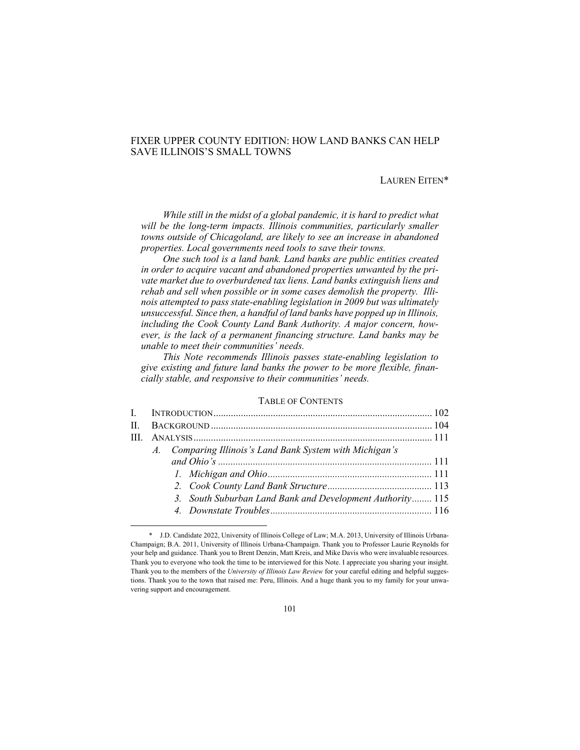# FIXER UPPER COUNTY EDITION: HOW LAND BANKS CAN HELP SAVE ILLINOIS'S SMALL TOWNS

LAUREN EITEN*

*While still in the midst of a global pandemic, it is hard to predict what will be the long-term impacts. Illinois communities, particularly smaller towns outside of Chicagoland, are likely to see an increase in abandoned properties. Local governments need tools to save their towns.*

*One such tool is a land bank. Land banks are public entities created in order to acquire vacant and abandoned properties unwanted by the private market due to overburdened tax liens. Land banks extinguish liens and rehab and sell when possible or in some cases demolish the property. Illinois attempted to pass state-enabling legislation in 2009 but was ultimately unsuccessful. Since then, a handful of land banks have popped up in Illinois, including the Cook County Land Bank Authority. A major concern, however, is the lack of a permanent financing structure. Land banks may be unable to meet their communities' needs.*

*This Note recommends Illinois passes state-enabling legislation to give existing and future land banks the power to be more flexible, financially stable, and responsive to their communities' needs.*

TABLE OF CONTENTS

- I. INTRODUCTION ........ 102
- II. BACKGROUND ........ 104
- III. ANALYSIS ........ 111
  - A. *Comparing Illinois's Land Bank System with Michigan's and Ohio's* ........ 111
    - 1. *Michigan and Ohio* ........ 111
    - 2. *Cook County Land Bank Structure* ........ 113
    - 3. *South Suburban Land Bank and Development Authority* ........ 115
    - 4. *Downstate Troubles* ........ 116

\* J.D. Candidate 2022, University of Illinois College of Law; M.A. 2013, University of Illinois Urbana-Champaign; B.A. 2011, University of Illinois Urbana-Champaign. Thank you to Professor Laurie Reynolds for your help and guidance. Thank you to Brent Denzin, Matt Kreis, and Mike Davis who were invaluable resources. Thank you to everyone who took the time to be interviewed for this Note. I appreciate you sharing your insight. Thank you to the members of the *University of Illinois Law Review* for your careful editing and helpful suggestions. Thank you to the town that raised me: Peru, Illinois. And a huge thank you to my family for your unwavering support and encouragement.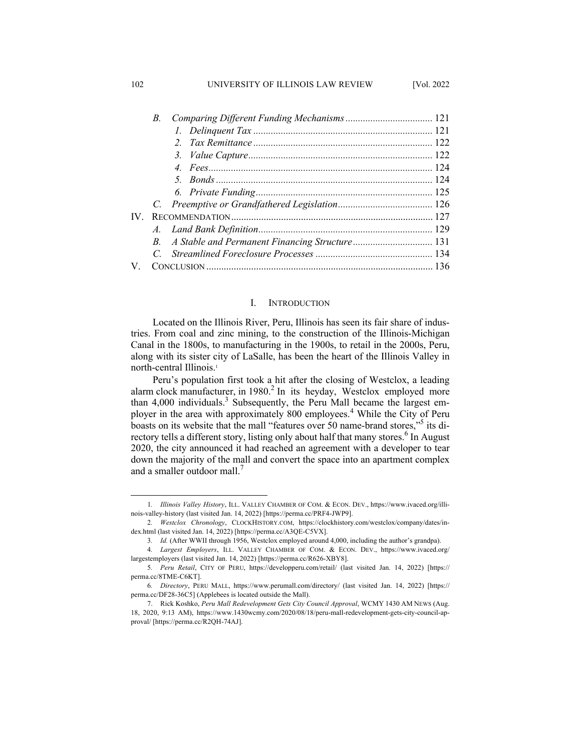B. *Comparing Different Funding Mechanisms* .................................. 121
   1. *Delinquent Tax* ........................................................................ 121
   2. *Tax Remittance* ........................................................................ 122
   3. *Value Capture* .......................................................................... 122
   4. *Fees* .......................................................................................... 124
   5. *Bonds* ....................................................................................... 124
   6. *Private Funding* ....................................................................... 125

C. *Preemptive or Grandfathered Legislation* ...................................... 126

IV. RECOMMENDATION ................................................................................. 127

A. *Land Bank Definition* ...................................................................... 129

B. *A Stable and Permanent Financing Structure* ................................ 131

C. *Streamlined Foreclosure Processes* ................................................ 134

V. CONCLUSION .......................................................................................... 136

## I. INTRODUCTION

Located on the Illinois River, Peru, Illinois has seen its fair share of industries. From coal and zinc mining, to the construction of the Illinois-Michigan Canal in the 1800s, to manufacturing in the 1900s, to retail in the 2000s, Peru, along with its sister city of LaSalle, has been the heart of the Illinois Valley in north-central Illinois.[1]

Peru's population first took a hit after the closing of Westclox, a leading alarm clock manufacturer, in 1980.[2] In its heyday, Westclox employed more than 4,000 individuals.[3] Subsequently, the Peru Mall became the largest employer in the area with approximately 800 employees.[4] While the City of Peru boasts on its website that the mall "features over 50 name-brand stores,"[5] its directory tells a different story, listing only about half that many stores.[6] In August 2020, the city announced it had reached an agreement with a developer to tear down the majority of the mall and convert the space into an apartment complex and a smaller outdoor mall.[7]

---

1. *Illinois Valley History*, ILL. VALLEY CHAMBER OF COM. & ECON. DEV., https://www.ivaced.org/illinois-valley-history (last visited Jan. 14, 2022) [https://perma.cc/PRF4-JWP9].

2. *Westclox Chronology*, CLOCKHISTORY.COM, https://clockhistory.com/westclox/company/dates/index.html (last visited Jan. 14, 2022) [https://perma.cc/A3QE-C5VX].

3. *Id.* (After WWII through 1956, Westclox employed around 4,000, including the author's grandpa).

4. *Largest Employers*, ILL. VALLEY CHAMBER OF COM. & ECON. DEV., https://www.ivaced.org/largestemployers (last visited Jan. 14, 2022) [https://perma.cc/R626-XBY8].

5. *Peru Retail*, CITY OF PERU, https://developperu.com/retail/ (last visited Jan. 14, 2022) [https://perma.cc/8TME-C6KT].

6. *Directory*, PERU MALL, https://www.perumall.com/directory/ (last visited Jan. 14, 2022) [https://perma.cc/DF28-36C5] (Applebees is located outside the Mall).

7. Rick Koshko, *Peru Mall Redevelopment Gets City Council Approval*, WCMY 1430 AM NEWS (Aug. 18, 2020, 9:13 AM), https://www.1430wcmy.com/2020/08/18/peru-mall-redevelopment-gets-city-council-approval/ [https://perma.cc/R2QH-74AJ].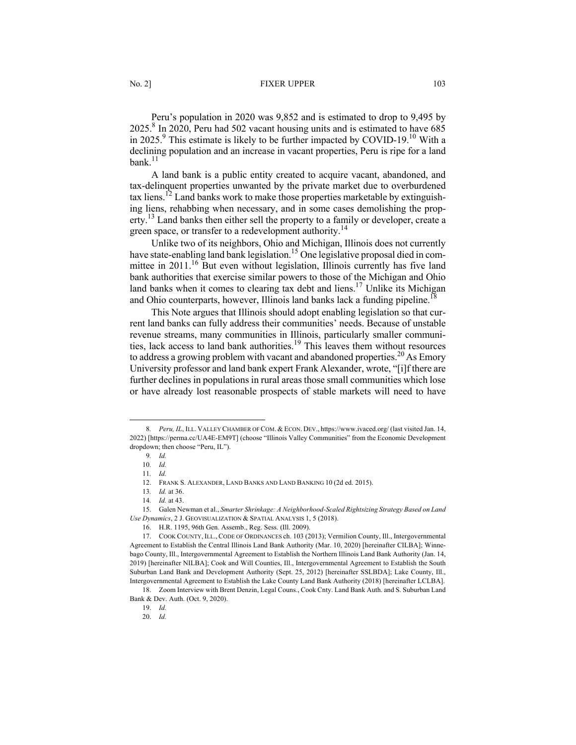Peru's population in 2020 was 9,852 and is estimated to drop to 9,495 by 2025.[8] In 2020, Peru had 502 vacant housing units and is estimated to have 685 in 2025.[9] This estimate is likely to be further impacted by COVID-19.[10] With a declining population and an increase in vacant properties, Peru is ripe for a land bank.[11]

A land bank is a public entity created to acquire vacant, abandoned, and tax-delinquent properties unwanted by the private market due to overburdened tax liens.[12] Land banks work to make those properties marketable by extinguishing liens, rehabbing when necessary, and in some cases demolishing the property.[13] Land banks then either sell the property to a family or developer, create a green space, or transfer to a redevelopment authority.[14]

Unlike two of its neighbors, Ohio and Michigan, Illinois does not currently have state-enabling land bank legislation.[15] One legislative proposal died in committee in 2011.[16] But even without legislation, Illinois currently has five land bank authorities that exercise similar powers to those of the Michigan and Ohio land banks when it comes to clearing tax debt and liens.[17] Unlike its Michigan and Ohio counterparts, however, Illinois land banks lack a funding pipeline.[18]

This Note argues that Illinois should adopt enabling legislation so that current land banks can fully address their communities' needs. Because of unstable revenue streams, many communities in Illinois, particularly smaller communities, lack access to land bank authorities.[19] This leaves them without resources to address a growing problem with vacant and abandoned properties.[20] As Emory University professor and land bank expert Frank Alexander, wrote, "[i]f there are further declines in populations in rural areas those small communities which lose or have already lost reasonable prospects of stable markets will need to have

---

8. *Peru, IL*, ILL. VALLEY CHAMBER OF COM. & ECON. DEV., https://www.ivaced.org/ (last visited Jan. 14, 2022) [https://perma.cc/UA4E-EM9T] (choose "Illinois Valley Communities" from the Economic Development dropdown; then choose "Peru, IL").

9. *Id.*

10. *Id.*

11. *Id.*

12. FRANK S. ALEXANDER, LAND BANKS AND LAND BANKING 10 (2d ed. 2015).

13. *Id.* at 36.

14. *Id.* at 43.

15. Galen Newman et al., *Smarter Shrinkage: A Neighborhood-Scaled Rightsizing Strategy Based on Land Use Dynamics*, 2 J. GEOVISUALIZATION & SPATIAL ANALYSIS 1, 5 (2018).

16. H.R. 1195, 96th Gen. Assemb., Reg. Sess. (Ill. 2009).

17. COOK COUNTY, ILL., CODE OF ORDINANCES ch. 103 (2013); Vermilion County, Ill., Intergovernmental Agreement to Establish the Central Illinois Land Bank Authority (Mar. 10, 2020) [hereinafter CILBA]; Winnebago County, Ill., Intergovernmental Agreement to Establish the Northern Illinois Land Bank Authority (Jan. 14, 2019) [hereinafter NILBA]; Cook and Will Counties, Ill., Intergovernmental Agreement to Establish the South Suburban Land Bank and Development Authority (Sept. 25, 2012) [hereinafter SSLBDA]; Lake County, Ill., Intergovernmental Agreement to Establish the Lake County Land Bank Authority (2018) [hereinafter LCLBA].

18. Zoom Interview with Brent Denzin, Legal Couns., Cook Cnty. Land Bank Auth. and S. Suburban Land Bank & Dev. Auth. (Oct. 9, 2020).

19. *Id.*

20. *Id.*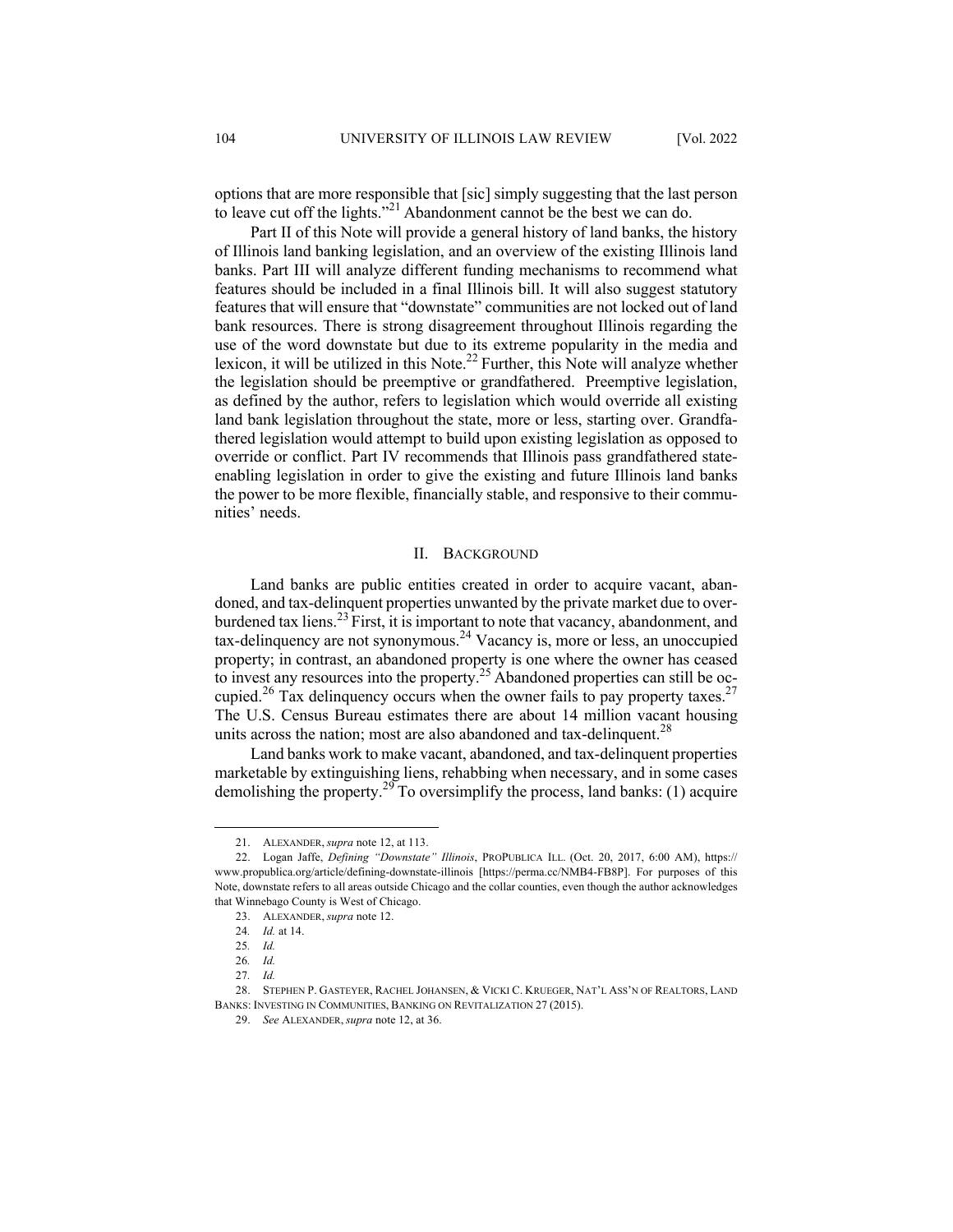options that are more responsible that [sic] simply suggesting that the last person to leave cut off the lights."[21] Abandonment cannot be the best we can do.

Part II of this Note will provide a general history of land banks, the history of Illinois land banking legislation, and an overview of the existing Illinois land banks. Part III will analyze different funding mechanisms to recommend what features should be included in a final Illinois bill. It will also suggest statutory features that will ensure that "downstate" communities are not locked out of land bank resources. There is strong disagreement throughout Illinois regarding the use of the word downstate but due to its extreme popularity in the media and lexicon, it will be utilized in this Note.[22] Further, this Note will analyze whether the legislation should be preemptive or grandfathered. Preemptive legislation, as defined by the author, refers to legislation which would override all existing land bank legislation throughout the state, more or less, starting over. Grandfathered legislation would attempt to build upon existing legislation as opposed to override or conflict. Part IV recommends that Illinois pass grandfathered state-enabling legislation in order to give the existing and future Illinois land banks the power to be more flexible, financially stable, and responsive to their communities' needs.

## II. Background

Land banks are public entities created in order to acquire vacant, abandoned, and tax-delinquent properties unwanted by the private market due to overburdened tax liens.[23] First, it is important to note that vacancy, abandonment, and tax-delinquency are not synonymous.[24] Vacancy is, more or less, an unoccupied property; in contrast, an abandoned property is one where the owner has ceased to invest any resources into the property.[25] Abandoned properties can still be occupied.[26] Tax delinquency occurs when the owner fails to pay property taxes.[27] The U.S. Census Bureau estimates there are about 14 million vacant housing units across the nation; most are also abandoned and tax-delinquent.[28]

Land banks work to make vacant, abandoned, and tax-delinquent properties marketable by extinguishing liens, rehabbing when necessary, and in some cases demolishing the property.[29] To oversimplify the process, land banks: (1) acquire

---

21. Alexander, *supra* note 12, at 113.

22. Logan Jaffe, *Defining "Downstate" Illinois*, ProPublica Ill. (Oct. 20, 2017, 6:00 AM), https://www.propublica.org/article/defining-downstate-illinois [https://perma.cc/NMB4-FB8P]. For purposes of this Note, downstate refers to all areas outside Chicago and the collar counties, even though the author acknowledges that Winnebago County is West of Chicago.

23. Alexander, *supra* note 12.

24. *Id.* at 14.

25. *Id.*

26. *Id.*

27. *Id.*

28. Stephen P. Gasteyer, Rachel Johansen, & Vicki C. Krueger, Nat'l Ass'n of Realtors, Land Banks: Investing in Communities, Banking on Revitalization 27 (2015).

29. *See* Alexander, *supra* note 12, at 36.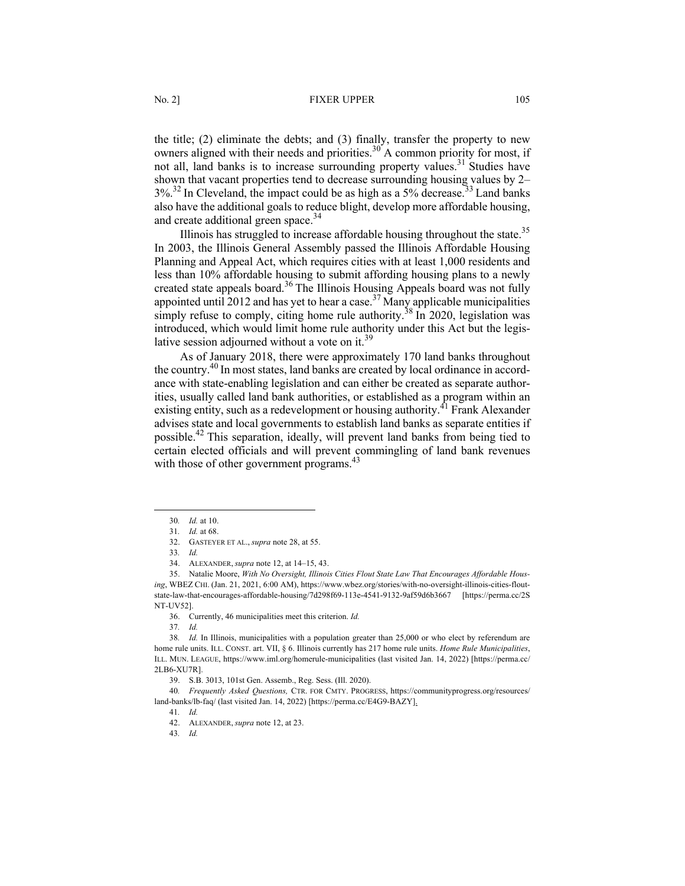the title; (2) eliminate the debts; and (3) finally, transfer the property to new owners aligned with their needs and priorities.[30] A common priority for most, if not all, land banks is to increase surrounding property values.[31] Studies have shown that vacant properties tend to decrease surrounding housing values by 2–3%.[32] In Cleveland, the impact could be as high as a 5% decrease.[33] Land banks also have the additional goals to reduce blight, develop more affordable housing, and create additional green space.[34]

Illinois has struggled to increase affordable housing throughout the state.[35] In 2003, the Illinois General Assembly passed the Illinois Affordable Housing Planning and Appeal Act, which requires cities with at least 1,000 residents and less than 10% affordable housing to submit affording housing plans to a newly created state appeals board.[36] The Illinois Housing Appeals board was not fully appointed until 2012 and has yet to hear a case.[37] Many applicable municipalities simply refuse to comply, citing home rule authority.[38] In 2020, legislation was introduced, which would limit home rule authority under this Act but the legislative session adjourned without a vote on it.[39]

As of January 2018, there were approximately 170 land banks throughout the country.[40] In most states, land banks are created by local ordinance in accordance with state-enabling legislation and can either be created as separate authorities, usually called land bank authorities, or established as a program within an existing entity, such as a redevelopment or housing authority.[41] Frank Alexander advises state and local governments to establish land banks as separate entities if possible.[42] This separation, ideally, will prevent land banks from being tied to certain elected officials and will prevent commingling of land bank revenues with those of other government programs.[43]

---

30. *Id.* at 10.

31. *Id.* at 68.

32. GASTEYER ET AL., *supra* note 28, at 55.

33. *Id.*

34. ALEXANDER, *supra* note 12, at 14–15, 43.

35. Natalie Moore, *With No Oversight, Illinois Cities Flout State Law That Encourages Affordable Housing*, WBEZ CHI. (Jan. 21, 2021, 6:00 AM), https://www.wbez.org/stories/with-no-oversight-illinois-cities-flout-state-law-that-encourages-affordable-housing/7d298f69-113e-4541-9132-9af59d6b3667 [https://perma.cc/2SNT-UV52].

36. Currently, 46 municipalities meet this criterion. *Id.*

37. *Id.*

38. *Id.* In Illinois, municipalities with a population greater than 25,000 or who elect by referendum are home rule units. ILL. CONST. art. VII, § 6. Illinois currently has 217 home rule units. *Home Rule Municipalities*, ILL. MUN. LEAGUE, https://www.iml.org/homerule-municipalities (last visited Jan. 14, 2022) [https://perma.cc/2LB6-XU7R].

39. S.B. 3013, 101st Gen. Assemb., Reg. Sess. (Ill. 2020).

40. *Frequently Asked Questions,* CTR. FOR CMTY. PROGRESS, https://communityprogress.org/resources/land-banks/lb-faq/ (last visited Jan. 14, 2022) [https://perma.cc/E4G9-BAZY].

41. *Id.*

42. ALEXANDER, *supra* note 12, at 23.

43. *Id.*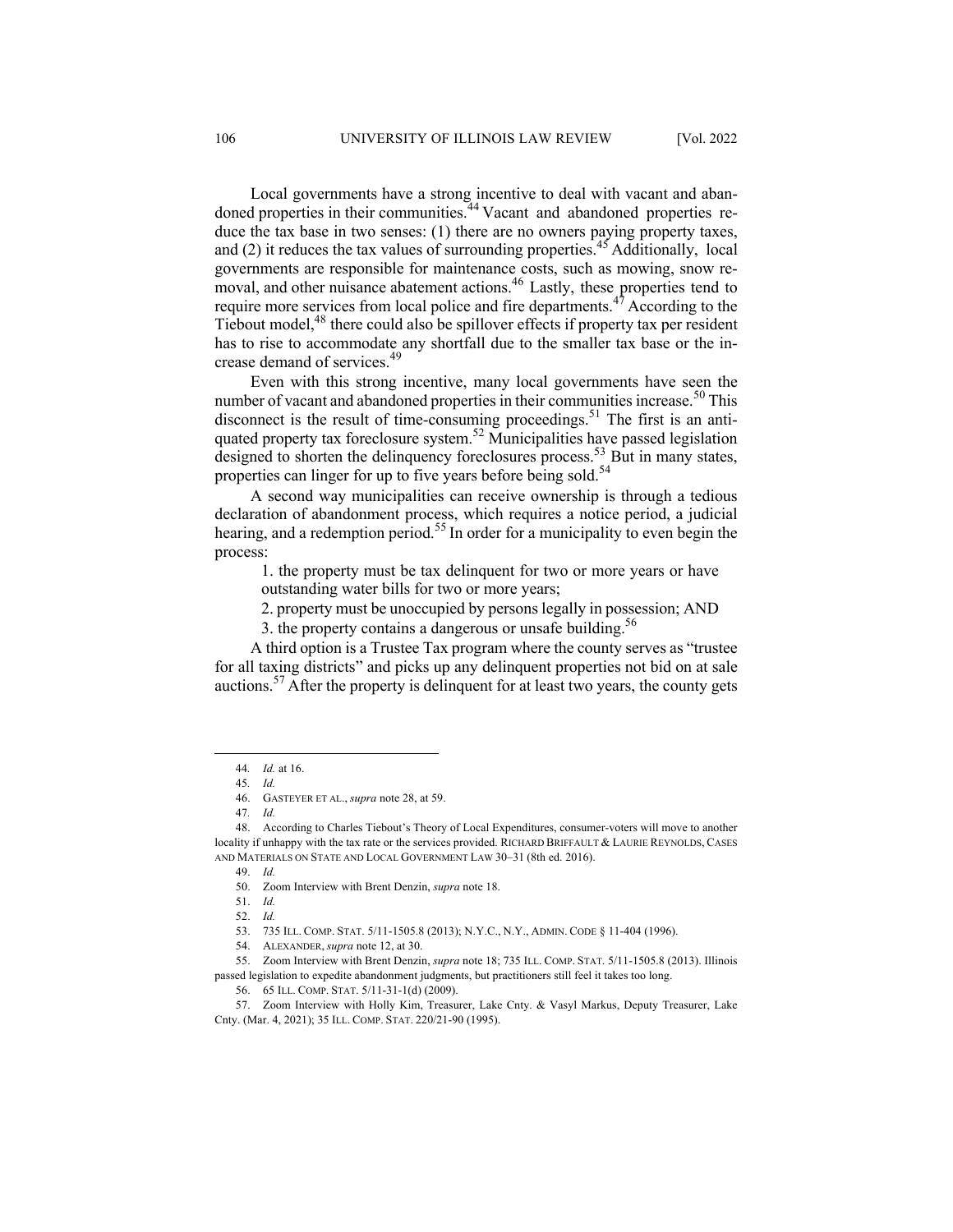Local governments have a strong incentive to deal with vacant and abandoned properties in their communities.[44] Vacant and abandoned properties reduce the tax base in two senses: (1) there are no owners paying property taxes, and (2) it reduces the tax values of surrounding properties.[45] Additionally, local governments are responsible for maintenance costs, such as mowing, snow removal, and other nuisance abatement actions.[46] Lastly, these properties tend to require more services from local police and fire departments.[47] According to the Tiebout model,[48] there could also be spillover effects if property tax per resident has to rise to accommodate any shortfall due to the smaller tax base or the increase demand of services.[49]

Even with this strong incentive, many local governments have seen the number of vacant and abandoned properties in their communities increase.[50] This disconnect is the result of time-consuming proceedings.[51] The first is an antiquated property tax foreclosure system.[52] Municipalities have passed legislation designed to shorten the delinquency foreclosures process.[53] But in many states, properties can linger for up to five years before being sold.[54]

A second way municipalities can receive ownership is through a tedious declaration of abandonment process, which requires a notice period, a judicial hearing, and a redemption period.[55] In order for a municipality to even begin the process:

1. the property must be tax delinquent for two or more years or have outstanding water bills for two or more years;
2. property must be unoccupied by persons legally in possession; AND
3. the property contains a dangerous or unsafe building.[56]

A third option is a Trustee Tax program where the county serves as "trustee for all taxing districts" and picks up any delinquent properties not bid on at sale auctions.[57] After the property is delinquent for at least two years, the county gets

---

44. *Id.* at 16.

45. *Id.*

46. GASTEYER ET AL., *supra* note 28, at 59.

47. *Id.*

48. According to Charles Tiebout's Theory of Local Expenditures, consumer-voters will move to another locality if unhappy with the tax rate or the services provided. RICHARD BRIFFAULT & LAURIE REYNOLDS, CASES AND MATERIALS ON STATE AND LOCAL GOVERNMENT LAW 30–31 (8th ed. 2016).

49. *Id.*

50. Zoom Interview with Brent Denzin, *supra* note 18.

51. *Id.*

52. *Id.*

53. 735 ILL. COMP. STAT. 5/11-1505.8 (2013); N.Y.C., N.Y., ADMIN. CODE § 11-404 (1996).

54. ALEXANDER, *supra* note 12, at 30.

55. Zoom Interview with Brent Denzin, *supra* note 18; 735 ILL. COMP. STAT. 5/11-1505.8 (2013). Illinois passed legislation to expedite abandonment judgments, but practitioners still feel it takes too long.

56. 65 ILL. COMP. STAT. 5/11-31-1(d) (2009).

57. Zoom Interview with Holly Kim, Treasurer, Lake Cnty. & Vasyl Markus, Deputy Treasurer, Lake Cnty. (Mar. 4, 2021); 35 ILL. COMP. STAT. 220/21-90 (1995).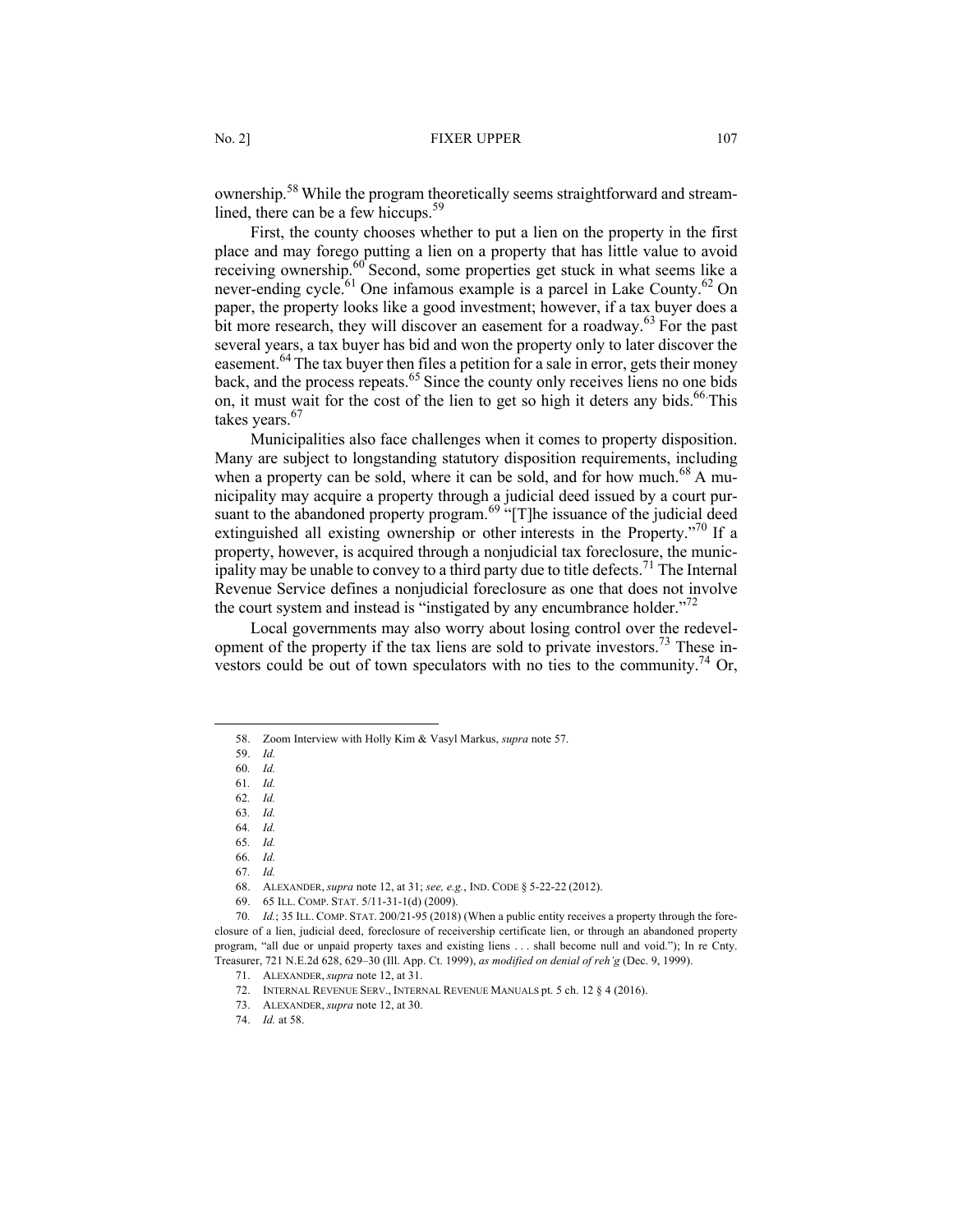ownership.[58] While the program theoretically seems straightforward and streamlined, there can be a few hiccups.[59]

First, the county chooses whether to put a lien on the property in the first place and may forego putting a lien on a property that has little value to avoid receiving ownership.[60] Second, some properties get stuck in what seems like a never-ending cycle.[61] One infamous example is a parcel in Lake County.[62] On paper, the property looks like a good investment; however, if a tax buyer does a bit more research, they will discover an easement for a roadway.[63] For the past several years, a tax buyer has bid and won the property only to later discover the easement.[64] The tax buyer then files a petition for a sale in error, gets their money back, and the process repeats.[65] Since the county only receives liens no one bids on, it must wait for the cost of the lien to get so high it deters any bids.[66] This takes years.[67]

Municipalities also face challenges when it comes to property disposition. Many are subject to longstanding statutory disposition requirements, including when a property can be sold, where it can be sold, and for how much.[68] A municipality may acquire a property through a judicial deed issued by a court pursuant to the abandoned property program.[69] "[T]he issuance of the judicial deed extinguished all existing ownership or other interests in the Property."[70] If a property, however, is acquired through a nonjudicial tax foreclosure, the municipality may be unable to convey to a third party due to title defects.[71] The Internal Revenue Service defines a nonjudicial foreclosure as one that does not involve the court system and instead is "instigated by any encumbrance holder."[72]

Local governments may also worry about losing control over the redevelopment of the property if the tax liens are sold to private investors.[73] These investors could be out of town speculators with no ties to the community.[74] Or,

---

58. Zoom Interview with Holly Kim & Vasyl Markus, *supra* note 57.

59. *Id.*

60. *Id.*

61. *Id.*

62. *Id.*

63. *Id.*

64. *Id.*

65. *Id.*

66. *Id.*

67. *Id.*

68. ALEXANDER, *supra* note 12, at 31; *see, e.g.*, IND. CODE § 5-22-22 (2012).

69. 65 ILL. COMP. STAT. 5/11-31-1(d) (2009).

70. *Id.*; 35 ILL. COMP. STAT. 200/21-95 (2018) (When a public entity receives a property through the foreclosure of a lien, judicial deed, foreclosure of receivership certificate lien, or through an abandoned property program, "all due or unpaid property taxes and existing liens . . . shall become null and void."); In re Cnty. Treasurer, 721 N.E.2d 628, 629–30 (Ill. App. Ct. 1999), *as modified on denial of reh'g* (Dec. 9, 1999).

71. ALEXANDER, *supra* note 12, at 31.

72. INTERNAL REVENUE SERV., INTERNAL REVENUE MANUALS pt. 5 ch. 12 § 4 (2016).

73. ALEXANDER, *supra* note 12, at 30.

74. *Id.* at 58.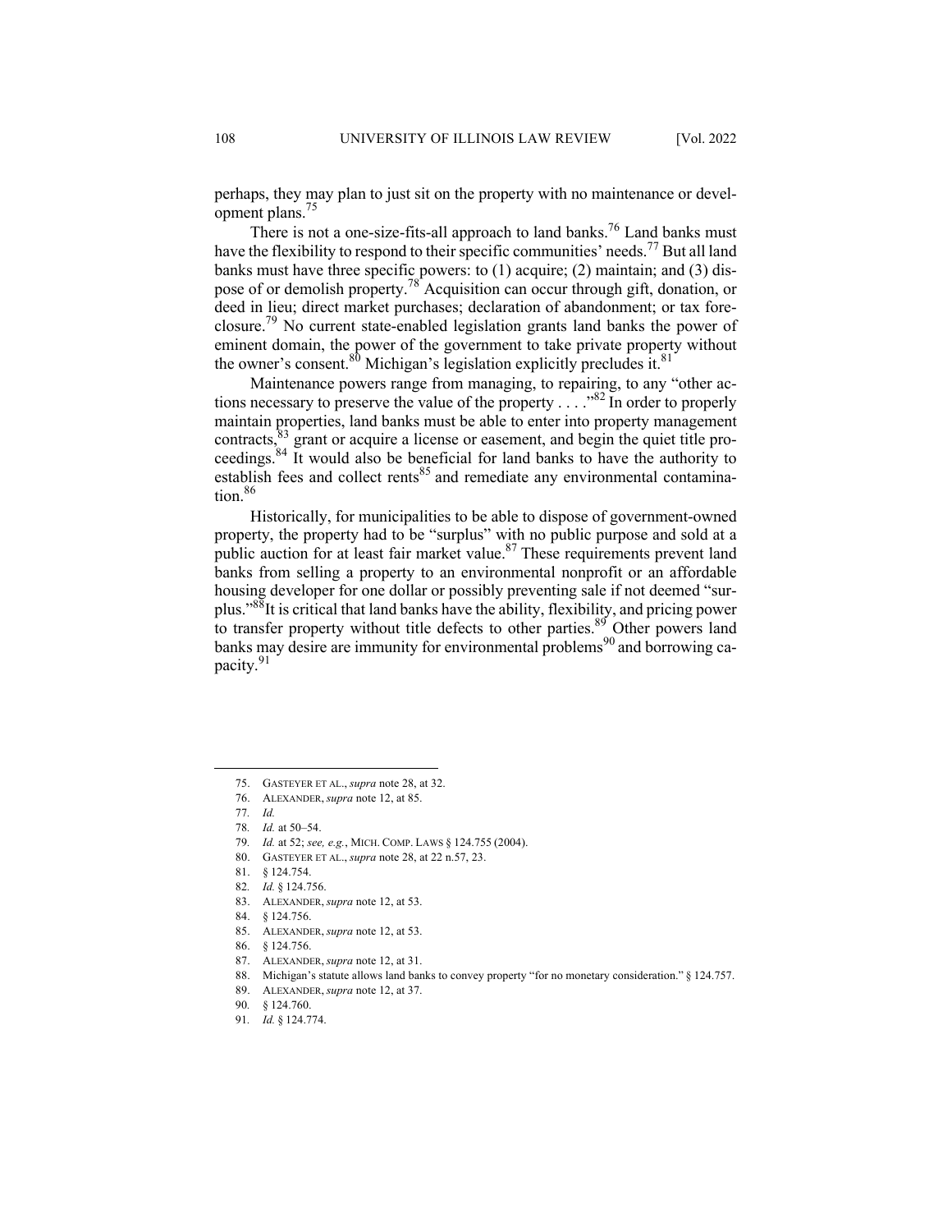perhaps, they may plan to just sit on the property with no maintenance or development plans.[75]

There is not a one-size-fits-all approach to land banks.[76] Land banks must have the flexibility to respond to their specific communities' needs.[77] But all land banks must have three specific powers: to (1) acquire; (2) maintain; and (3) dispose of or demolish property.[78] Acquisition can occur through gift, donation, or deed in lieu; direct market purchases; declaration of abandonment; or tax foreclosure.[79] No current state-enabled legislation grants land banks the power of eminent domain, the power of the government to take private property without the owner's consent.[80] Michigan's legislation explicitly precludes it.[81]

Maintenance powers range from managing, to repairing, to any "other actions necessary to preserve the value of the property . . . ."[82] In order to properly maintain properties, land banks must be able to enter into property management contracts,[83] grant or acquire a license or easement, and begin the quiet title proceedings.[84] It would also be beneficial for land banks to have the authority to establish fees and collect rents[85] and remediate any environmental contamination.[86]

Historically, for municipalities to be able to dispose of government-owned property, the property had to be "surplus" with no public purpose and sold at a public auction for at least fair market value.[87] These requirements prevent land banks from selling a property to an environmental nonprofit or an affordable housing developer for one dollar or possibly preventing sale if not deemed "surplus."[88] It is critical that land banks have the ability, flexibility, and pricing power to transfer property without title defects to other parties.[89] Other powers land banks may desire are immunity for environmental problems[90] and borrowing capacity.[91]

---

75. GASTEYER ET AL., *supra* note 28, at 32.
76. ALEXANDER, *supra* note 12, at 85.
77. *Id.*
78. *Id.* at 50–54.
79. *Id.* at 52; *see, e.g.*, MICH. COMP. LAWS § 124.755 (2004).
80. GASTEYER ET AL., *supra* note 28, at 22 n.57, 23.
81. § 124.754.
82. *Id.* § 124.756.
83. ALEXANDER, *supra* note 12, at 53.
84. § 124.756.
85. ALEXANDER, *supra* note 12, at 53.
86. § 124.756.
87. ALEXANDER, *supra* note 12, at 31.
88. Michigan's statute allows land banks to convey property "for no monetary consideration." § 124.757.
89. ALEXANDER, *supra* note 12, at 37.
90. § 124.760.
91. *Id.* § 124.774.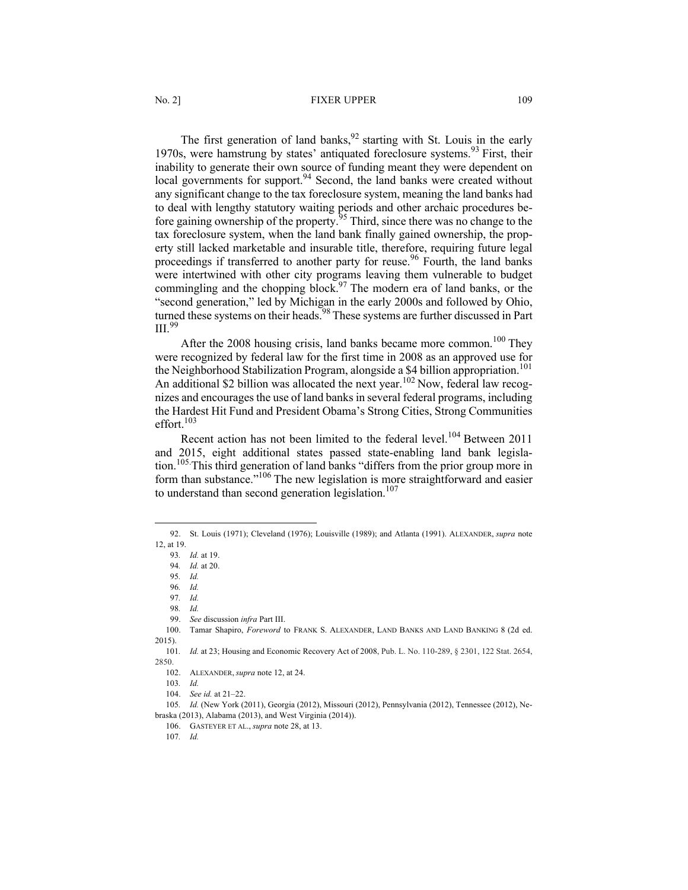The first generation of land banks,[92] starting with St. Louis in the early 1970s, were hamstrung by states' antiquated foreclosure systems.[93] First, their inability to generate their own source of funding meant they were dependent on local governments for support.[94] Second, the land banks were created without any significant change to the tax foreclosure system, meaning the land banks had to deal with lengthy statutory waiting periods and other archaic procedures before gaining ownership of the property.[95] Third, since there was no change to the tax foreclosure system, when the land bank finally gained ownership, the property still lacked marketable and insurable title, therefore, requiring future legal proceedings if transferred to another party for reuse.[96] Fourth, the land banks were intertwined with other city programs leaving them vulnerable to budget commingling and the chopping block.[97] The modern era of land banks, or the "second generation," led by Michigan in the early 2000s and followed by Ohio, turned these systems on their heads.[98] These systems are further discussed in Part III.[99]

After the 2008 housing crisis, land banks became more common.[100] They were recognized by federal law for the first time in 2008 as an approved use for the Neighborhood Stabilization Program, alongside a $4 billion appropriation.[101] An additional $2 billion was allocated the next year.[102] Now, federal law recognizes and encourages the use of land banks in several federal programs, including the Hardest Hit Fund and President Obama's Strong Cities, Strong Communities effort.[103]

Recent action has not been limited to the federal level.[104] Between 2011 and 2015, eight additional states passed state-enabling land bank legislation.[105] This third generation of land banks "differs from the prior group more in form than substance."[106] The new legislation is more straightforward and easier to understand than second generation legislation.[107]

---

92. St. Louis (1971); Cleveland (1976); Louisville (1989); and Atlanta (1991). ALEXANDER, *supra* note 12, at 19.

93. *Id.* at 19.

94. *Id.* at 20.

95. *Id.*

96. *Id.*

97. *Id.*

98. *Id.*

99. *See* discussion *infra* Part III.

100. Tamar Shapiro, *Foreword* to FRANK S. ALEXANDER, LAND BANKS AND LAND BANKING 8 (2d ed. 2015).

101. *Id.* at 23; Housing and Economic Recovery Act of 2008, Pub. L. No. 110-289, § 2301, 122 Stat. 2654, 2850.

102. ALEXANDER, *supra* note 12, at 24.

103. *Id.*

104. *See id.* at 21–22.

105. *Id.* (New York (2011), Georgia (2012), Missouri (2012), Pennsylvania (2012), Tennessee (2012), Nebraska (2013), Alabama (2013), and West Virginia (2014)).

106. GASTEYER ET AL., *supra* note 28, at 13.

107. *Id.*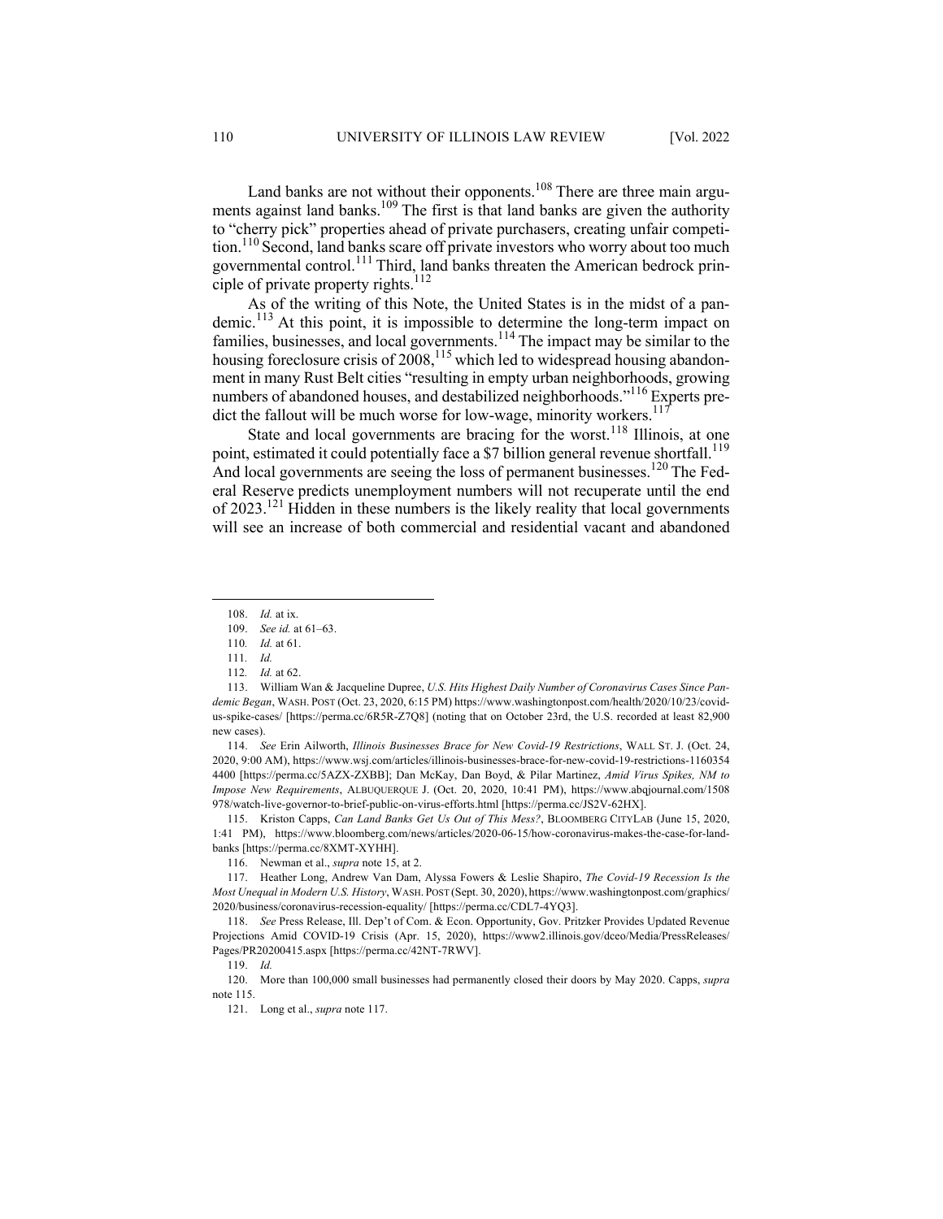Land banks are not without their opponents.[108] There are three main arguments against land banks.[109] The first is that land banks are given the authority to "cherry pick" properties ahead of private purchasers, creating unfair competition.[110] Second, land banks scare off private investors who worry about too much governmental control.[111] Third, land banks threaten the American bedrock principle of private property rights.[112]

As of the writing of this Note, the United States is in the midst of a pandemic.[113] At this point, it is impossible to determine the long-term impact on families, businesses, and local governments.[114] The impact may be similar to the housing foreclosure crisis of 2008,[115] which led to widespread housing abandonment in many Rust Belt cities "resulting in empty urban neighborhoods, growing numbers of abandoned houses, and destabilized neighborhoods."[116] Experts predict the fallout will be much worse for low-wage, minority workers.[117]

State and local governments are bracing for the worst.[118] Illinois, at one point, estimated it could potentially face a $7 billion general revenue shortfall.[119] And local governments are seeing the loss of permanent businesses.[120] The Federal Reserve predicts unemployment numbers will not recuperate until the end of 2023.[121] Hidden in these numbers is the likely reality that local governments will see an increase of both commercial and residential vacant and abandoned

---

108. *Id.* at ix.

109. *See id.* at 61–63.

110. *Id.* at 61.

111. *Id.*

112. *Id.* at 62.

113. William Wan & Jacqueline Dupree, *U.S. Hits Highest Daily Number of Coronavirus Cases Since Pandemic Began*, WASH. POST (Oct. 23, 2020, 6:15 PM) https://www.washingtonpost.com/health/2020/10/23/covid-us-spike-cases/ [https://perma.cc/6R5R-Z7Q8] (noting that on October 23rd, the U.S. recorded at least 82,900 new cases).

114. *See* Erin Ailworth, *Illinois Businesses Brace for New Covid-19 Restrictions*, WALL ST. J. (Oct. 24, 2020, 9:00 AM), https://www.wsj.com/articles/illinois-businesses-brace-for-new-covid-19-restrictions-11603544400 [https://perma.cc/5AZX-ZXBB]; Dan McKay, Dan Boyd, & Pilar Martinez, *Amid Virus Spikes, NM to Impose New Requirements*, ALBUQUERQUE J. (Oct. 20, 2020, 10:41 PM), https://www.abqjournal.com/1508978/watch-live-governor-to-brief-public-on-virus-efforts.html [https://perma.cc/JS2V-62HX].

115. Kriston Capps, *Can Land Banks Get Us Out of This Mess?*, BLOOMBERG CITYLAB (June 15, 2020, 1:41 PM), https://www.bloomberg.com/news/articles/2020-06-15/how-coronavirus-makes-the-case-for-land-banks [https://perma.cc/8XMT-XYHH].

116. Newman et al., *supra* note 15, at 2.

117. Heather Long, Andrew Van Dam, Alyssa Fowers & Leslie Shapiro, *The Covid-19 Recession Is the Most Unequal in Modern U.S. History*, WASH. POST (Sept. 30, 2020), https://www.washingtonpost.com/graphics/2020/business/coronavirus-recession-equality/ [https://perma.cc/CDL7-4YQ3].

118. *See* Press Release, Ill. Dep't of Com. & Econ. Opportunity, Gov. Pritzker Provides Updated Revenue Projections Amid COVID-19 Crisis (Apr. 15, 2020), https://www2.illinois.gov/dceo/Media/PressReleases/Pages/PR20200415.aspx [https://perma.cc/42NT-7RWV].

119. *Id.*

120. More than 100,000 small businesses had permanently closed their doors by May 2020. Capps, *supra* note 115.

121. Long et al., *supra* note 117.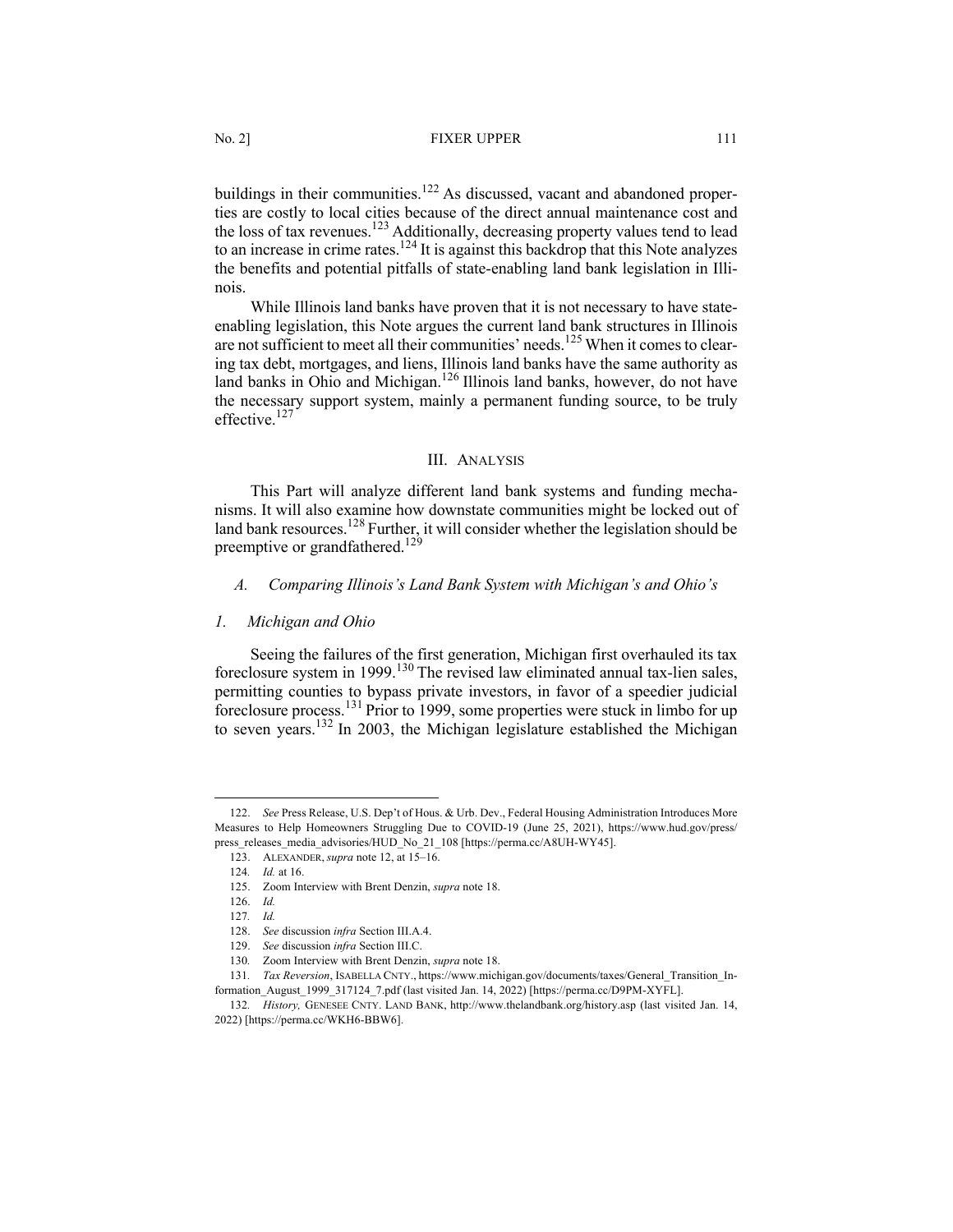buildings in their communities.[122] As discussed, vacant and abandoned properties are costly to local cities because of the direct annual maintenance cost and the loss of tax revenues.[123] Additionally, decreasing property values tend to lead to an increase in crime rates.[124] It is against this backdrop that this Note analyzes the benefits and potential pitfalls of state-enabling land bank legislation in Illinois.

While Illinois land banks have proven that it is not necessary to have state-enabling legislation, this Note argues the current land bank structures in Illinois are not sufficient to meet all their communities' needs.[125] When it comes to clearing tax debt, mortgages, and liens, Illinois land banks have the same authority as land banks in Ohio and Michigan.[126] Illinois land banks, however, do not have the necessary support system, mainly a permanent funding source, to be truly effective.[127]

## III. Analysis

This Part will analyze different land bank systems and funding mechanisms. It will also examine how downstate communities might be locked out of land bank resources.[128] Further, it will consider whether the legislation should be preemptive or grandfathered.[129]

### *A. Comparing Illinois's Land Bank System with Michigan's and Ohio's*

#### *1. Michigan and Ohio*

Seeing the failures of the first generation, Michigan first overhauled its tax foreclosure system in 1999.[130] The revised law eliminated annual tax-lien sales, permitting counties to bypass private investors, in favor of a speedier judicial foreclosure process.[131] Prior to 1999, some properties were stuck in limbo for up to seven years.[132] In 2003, the Michigan legislature established the Michigan

---

122. *See* Press Release, U.S. Dep't of Hous. & Urb. Dev., Federal Housing Administration Introduces More Measures to Help Homeowners Struggling Due to COVID-19 (June 25, 2021), https://www.hud.gov/press/press_releases_media_advisories/HUD_No_21_108 [https://perma.cc/A8UH-WY45].

123. ALEXANDER, *supra* note 12, at 15–16.

124. *Id.* at 16.

125. Zoom Interview with Brent Denzin, *supra* note 18.

126. *Id.*

127. *Id.*

128. *See* discussion *infra* Section III.A.4.

129. *See* discussion *infra* Section III.C.

130. Zoom Interview with Brent Denzin, *supra* note 18.

131. *Tax Reversion*, ISABELLA CNTY., https://www.michigan.gov/documents/taxes/General_Transition_Information_August_1999_317124_7.pdf (last visited Jan. 14, 2022) [https://perma.cc/D9PM-XYFL].

132. *History,* GENESEE CNTY. LAND BANK, http://www.thelandbank.org/history.asp (last visited Jan. 14, 2022) [https://perma.cc/WKH6-BBW6].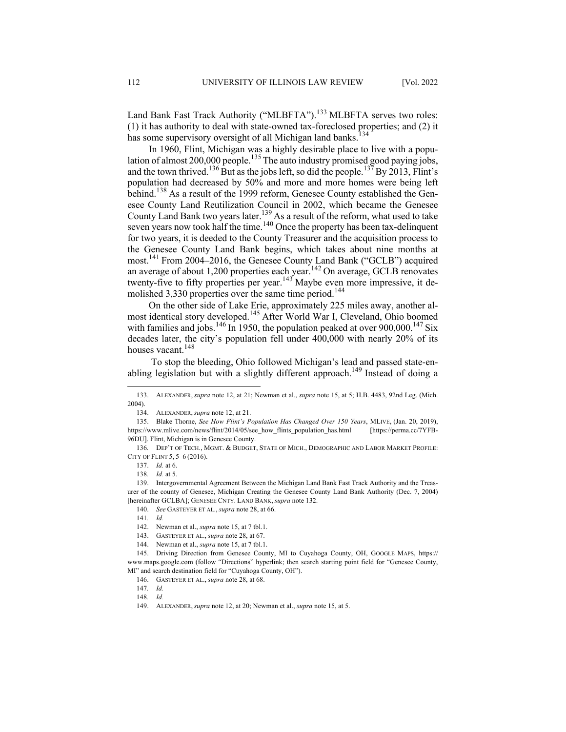Land Bank Fast Track Authority ("MLBFTA").[133] MLBFTA serves two roles: (1) it has authority to deal with state-owned tax-foreclosed properties; and (2) it has some supervisory oversight of all Michigan land banks.[134]

In 1960, Flint, Michigan was a highly desirable place to live with a population of almost 200,000 people.[135] The auto industry promised good paying jobs, and the town thrived.[136] But as the jobs left, so did the people.[137] By 2013, Flint's population had decreased by 50% and more and more homes were being left behind.[138] As a result of the 1999 reform, Genesee County established the Genesee County Land Reutilization Council in 2002, which became the Genesee County Land Bank two years later.[139] As a result of the reform, what used to take seven years now took half the time.[140] Once the property has been tax-delinquent for two years, it is deeded to the County Treasurer and the acquisition process to the Genesee County Land Bank begins, which takes about nine months at most.[141] From 2004–2016, the Genesee County Land Bank ("GCLB") acquired an average of about 1,200 properties each year.[142] On average, GCLB renovates twenty-five to fifty properties per year.[143] Maybe even more impressive, it demolished 3,330 properties over the same time period.[144]

On the other side of Lake Erie, approximately 225 miles away, another almost identical story developed.[145] After World War I, Cleveland, Ohio boomed with families and jobs.[146] In 1950, the population peaked at over 900,000.[147] Six decades later, the city's population fell under 400,000 with nearly 20% of its houses vacant.[148]

To stop the bleeding, Ohio followed Michigan's lead and passed state-enabling legislation but with a slightly different approach.[149] Instead of doing a

---

133. ALEXANDER, *supra* note 12, at 21; Newman et al., *supra* note 15, at 5; H.B. 4483, 92nd Leg. (Mich. 2004).

134. ALEXANDER, *supra* note 12, at 21.

135. Blake Thorne, *See How Flint's Population Has Changed Over 150 Years*, MLIVE, (Jan. 20, 2019), https://www.mlive.com/news/flint/2014/05/see_how_flints_population_has.html [https://perma.cc/7YFB-96DU]. Flint, Michigan is in Genesee County.

136. DEP'T OF TECH., MGMT. & BUDGET, STATE OF MICH., DEMOGRAPHIC AND LABOR MARKET PROFILE: CITY OF FLINT 5, 5–6 (2016).

137. *Id.* at 6.

138. *Id.* at 5.

139. Intergovernmental Agreement Between the Michigan Land Bank Fast Track Authority and the Treasurer of the county of Genesee, Michigan Creating the Genesee County Land Bank Authority (Dec. 7, 2004) [hereinafter GCLBA]; GENESEE CNTY. LAND BANK, *supra* note 132.

140. *See* GASTEYER ET AL., *supra* note 28, at 66.

141. *Id.*

142. Newman et al., *supra* note 15, at 7 tbl.1.

143. GASTEYER ET AL., *supra* note 28, at 67.

144. Newman et al., *supra* note 15, at 7 tbl.1.

145. Driving Direction from Genesee County, MI to Cuyahoga County, OH, GOOGLE MAPS, https://www.maps.google.com (follow "Directions" hyperlink; then search starting point field for "Genesee County, MI" and search destination field for "Cuyahoga County, OH").

146. GASTEYER ET AL., *supra* note 28, at 68.

147. *Id.*

148. *Id.*

149. ALEXANDER, *supra* note 12, at 20; Newman et al., *supra* note 15, at 5.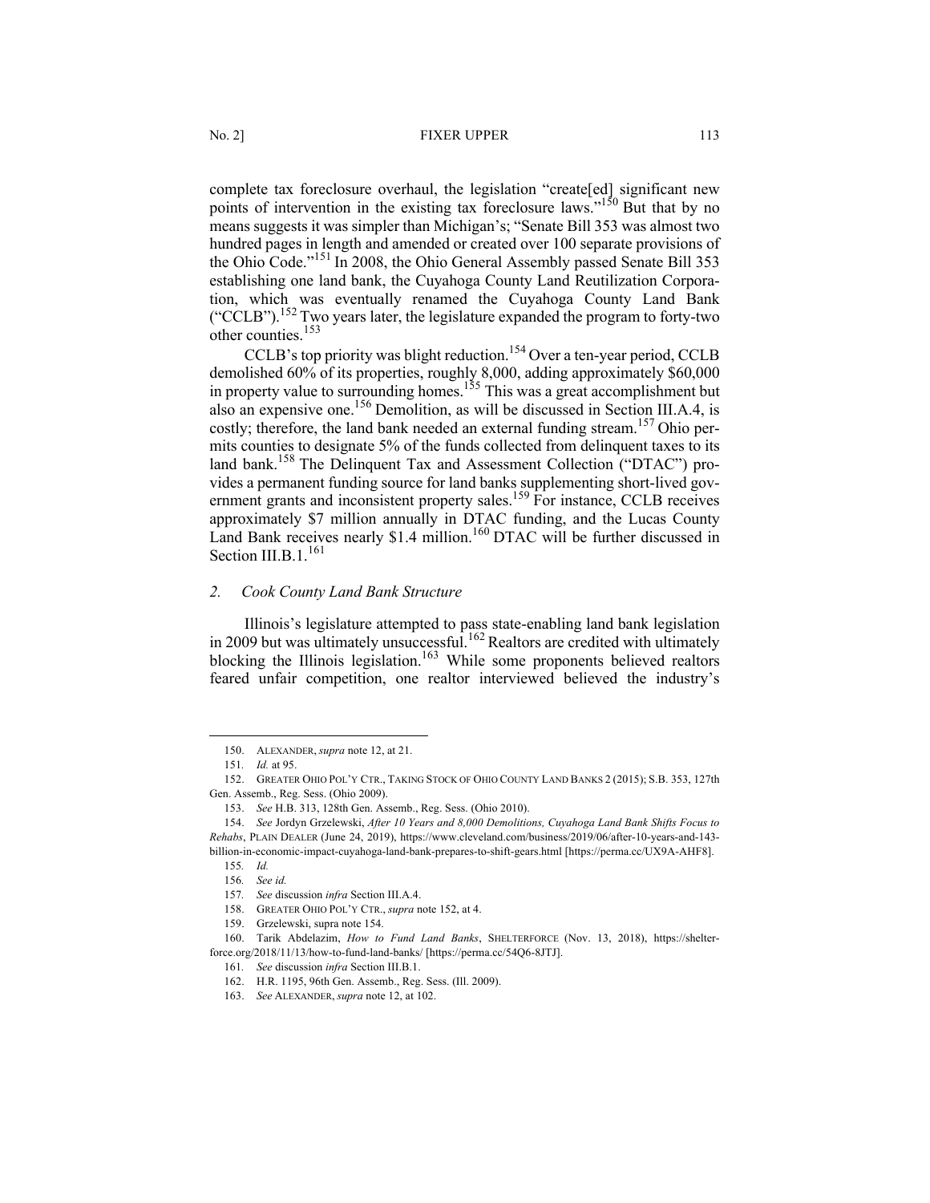complete tax foreclosure overhaul, the legislation "create[ed] significant new points of intervention in the existing tax foreclosure laws."[150] But that by no means suggests it was simpler than Michigan's; "Senate Bill 353 was almost two hundred pages in length and amended or created over 100 separate provisions of the Ohio Code."[151] In 2008, the Ohio General Assembly passed Senate Bill 353 establishing one land bank, the Cuyahoga County Land Reutilization Corporation, which was eventually renamed the Cuyahoga County Land Bank ("CCLB").[152] Two years later, the legislature expanded the program to forty-two other counties.[153]

CCLB's top priority was blight reduction.[154] Over a ten-year period, CCLB demolished 60% of its properties, roughly 8,000, adding approximately $60,000 in property value to surrounding homes.[155] This was a great accomplishment but also an expensive one.[156] Demolition, as will be discussed in Section III.A.4, is costly; therefore, the land bank needed an external funding stream.[157] Ohio permits counties to designate 5% of the funds collected from delinquent taxes to its land bank.[158] The Delinquent Tax and Assessment Collection ("DTAC") provides a permanent funding source for land banks supplementing short-lived government grants and inconsistent property sales.[159] For instance, CCLB receives approximately $7 million annually in DTAC funding, and the Lucas County Land Bank receives nearly $1.4 million.[160] DTAC will be further discussed in Section III.B.1.[161]

### 2. *Cook County Land Bank Structure*

Illinois's legislature attempted to pass state-enabling land bank legislation in 2009 but was ultimately unsuccessful.[162] Realtors are credited with ultimately blocking the Illinois legislation.[163] While some proponents believed realtors feared unfair competition, one realtor interviewed believed the industry's

---

150. ALEXANDER, *supra* note 12, at 21.

151. *Id.* at 95.

152. GREATER OHIO POL'Y CTR., TAKING STOCK OF OHIO COUNTY LAND BANKS 2 (2015); S.B. 353, 127th Gen. Assemb., Reg. Sess. (Ohio 2009).

153. *See* H.B. 313, 128th Gen. Assemb., Reg. Sess. (Ohio 2010).

154. *See* Jordyn Grzelewski, *After 10 Years and 8,000 Demolitions, Cuyahoga Land Bank Shifts Focus to Rehabs*, PLAIN DEALER (June 24, 2019), https://www.cleveland.com/business/2019/06/after-10-years-and-143-billion-in-economic-impact-cuyahoga-land-bank-prepares-to-shift-gears.html [https://perma.cc/UX9A-AHF8].

155. *Id.*

156. *See id.*

157. *See* discussion *infra* Section III.A.4.

158. GREATER OHIO POL'Y CTR., *supra* note 152, at 4.

159. Grzelewski, supra note 154.

160. Tarik Abdelazim, *How to Fund Land Banks*, SHELTERFORCE (Nov. 13, 2018), https://shelterforce.org/2018/11/13/how-to-fund-land-banks/ [https://perma.cc/54Q6-8JTJ].

161. *See* discussion *infra* Section III.B.1.

162. H.R. 1195, 96th Gen. Assemb., Reg. Sess. (Ill. 2009).

163. *See* ALEXANDER, *supra* note 12, at 102.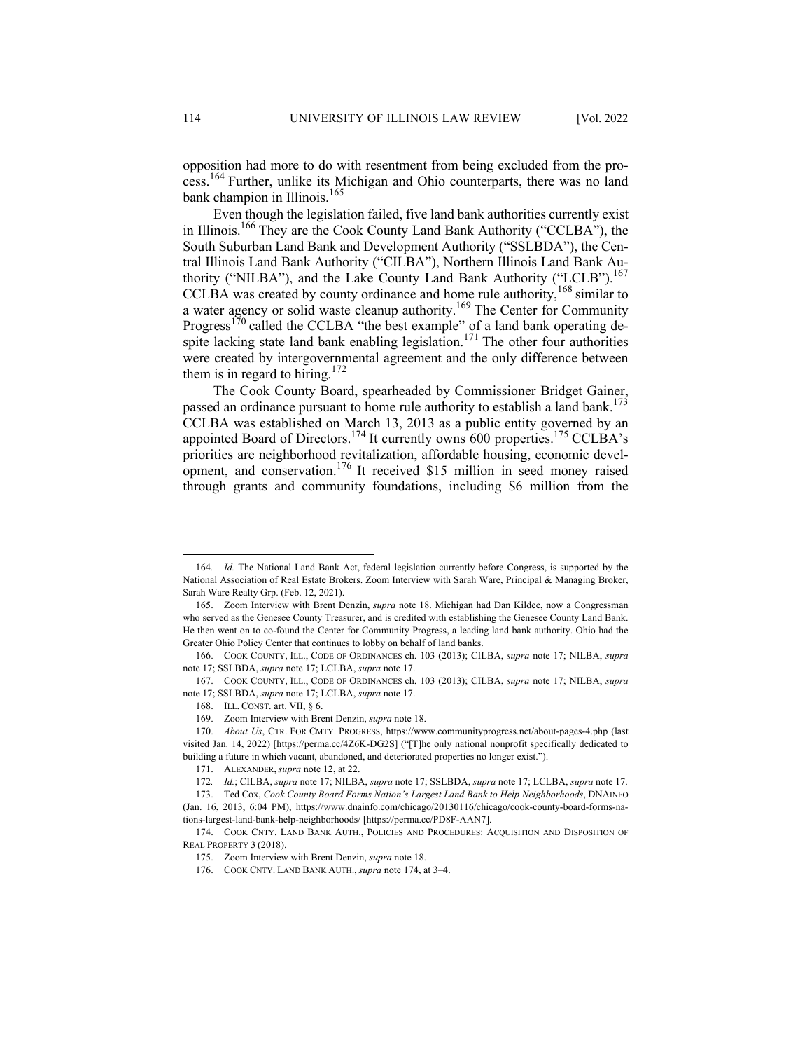opposition had more to do with resentment from being excluded from the process.[164] Further, unlike its Michigan and Ohio counterparts, there was no land bank champion in Illinois.[165]

Even though the legislation failed, five land bank authorities currently exist in Illinois.[166] They are the Cook County Land Bank Authority ("CCLBA"), the South Suburban Land Bank and Development Authority ("SSLBDA"), the Central Illinois Land Bank Authority ("CILBA"), Northern Illinois Land Bank Authority ("NILBA"), and the Lake County Land Bank Authority ("LCLB").[167] CCLBA was created by county ordinance and home rule authority,[168] similar to a water agency or solid waste cleanup authority.[169] The Center for Community Progress[170] called the CCLBA "the best example" of a land bank operating despite lacking state land bank enabling legislation.[171] The other four authorities were created by intergovernmental agreement and the only difference between them is in regard to hiring.[172]

The Cook County Board, spearheaded by Commissioner Bridget Gainer, passed an ordinance pursuant to home rule authority to establish a land bank.[173] CCLBA was established on March 13, 2013 as a public entity governed by an appointed Board of Directors.[174] It currently owns 600 properties.[175] CCLBA's priorities are neighborhood revitalization, affordable housing, economic development, and conservation.[176] It received $15 million in seed money raised through grants and community foundations, including $6 million from the

---

164. *Id.* The National Land Bank Act, federal legislation currently before Congress, is supported by the National Association of Real Estate Brokers. Zoom Interview with Sarah Ware, Principal & Managing Broker, Sarah Ware Realty Grp. (Feb. 12, 2021).

165. Zoom Interview with Brent Denzin, *supra* note 18. Michigan had Dan Kildee, now a Congressman who served as the Genesee County Treasurer, and is credited with establishing the Genesee County Land Bank. He then went on to co-found the Center for Community Progress, a leading land bank authority. Ohio had the Greater Ohio Policy Center that continues to lobby on behalf of land banks.

166. COOK COUNTY, ILL., CODE OF ORDINANCES ch. 103 (2013); CILBA, *supra* note 17; NILBA, *supra* note 17; SSLBDA, *supra* note 17; LCLBA, *supra* note 17.

167. COOK COUNTY, ILL., CODE OF ORDINANCES ch. 103 (2013); CILBA, *supra* note 17; NILBA, *supra* note 17; SSLBDA, *supra* note 17; LCLBA, *supra* note 17.

168. ILL. CONST. art. VII, § 6.

169. Zoom Interview with Brent Denzin, *supra* note 18.

170. *About Us*, CTR. FOR CMTY. PROGRESS, https://www.communityprogress.net/about-pages-4.php (last visited Jan. 14, 2022) [https://perma.cc/4Z6K-DG2S] ("[T]he only national nonprofit specifically dedicated to building a future in which vacant, abandoned, and deteriorated properties no longer exist.").

171. ALEXANDER, *supra* note 12, at 22.

172. *Id.*; CILBA, *supra* note 17; NILBA, *supra* note 17; SSLBDA, *supra* note 17; LCLBA, *supra* note 17.

173. Ted Cox, *Cook County Board Forms Nation's Largest Land Bank to Help Neighborhoods*, DNAINFO (Jan. 16, 2013, 6:04 PM), https://www.dnainfo.com/chicago/20130116/chicago/cook-county-board-forms-nations-largest-land-bank-help-neighborhoods/ [https://perma.cc/PD8F-AAN7].

174. COOK CNTY. LAND BANK AUTH., POLICIES AND PROCEDURES: ACQUISITION AND DISPOSITION OF REAL PROPERTY 3 (2018).

175. Zoom Interview with Brent Denzin, *supra* note 18.

176. COOK CNTY. LAND BANK AUTH., *supra* note 174, at 3–4.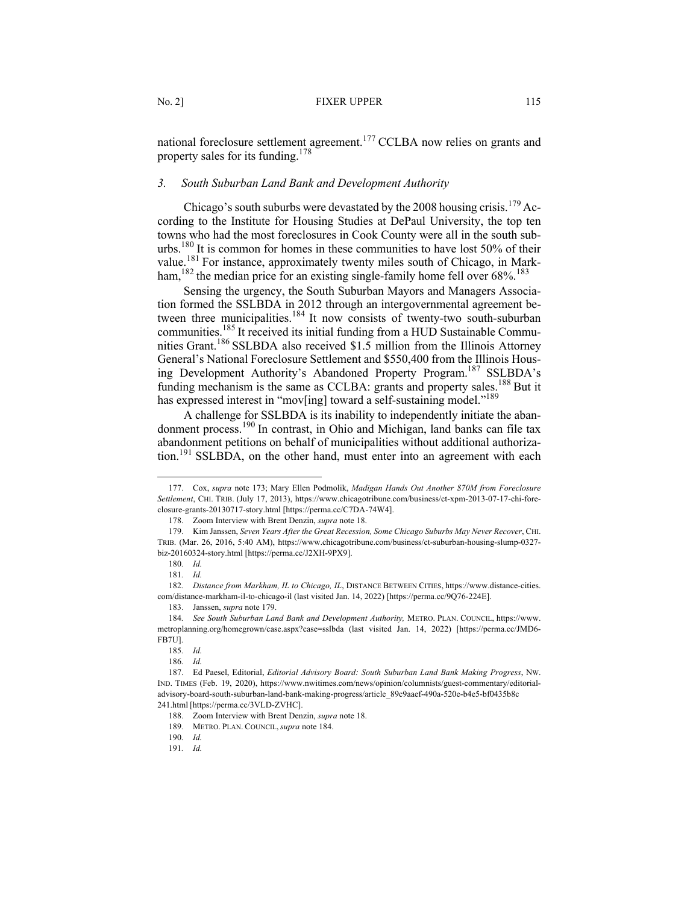national foreclosure settlement agreement.[177] CCLBA now relies on grants and property sales for its funding.[178]

### *3. South Suburban Land Bank and Development Authority*

Chicago's south suburbs were devastated by the 2008 housing crisis.[179] According to the Institute for Housing Studies at DePaul University, the top ten towns who had the most foreclosures in Cook County were all in the south suburbs.[180] It is common for homes in these communities to have lost 50% of their value.[181] For instance, approximately twenty miles south of Chicago, in Markham,[182] the median price for an existing single-family home fell over 68%.[183]

Sensing the urgency, the South Suburban Mayors and Managers Association formed the SSLBDA in 2012 through an intergovernmental agreement between three municipalities.[184] It now consists of twenty-two south-suburban communities.[185] It received its initial funding from a HUD Sustainable Communities Grant.[186] SSLBDA also received $1.5 million from the Illinois Attorney General's National Foreclosure Settlement and $550,400 from the Illinois Housing Development Authority's Abandoned Property Program.[187] SSLBDA's funding mechanism is the same as CCLBA: grants and property sales.[188] But it has expressed interest in "mov[ing] toward a self-sustaining model."[189]

A challenge for SSLBDA is its inability to independently initiate the abandonment process.[190] In contrast, in Ohio and Michigan, land banks can file tax abandonment petitions on behalf of municipalities without additional authorization.[191] SSLBDA, on the other hand, must enter into an agreement with each

---

177. Cox, *supra* note 173; Mary Ellen Podmolik, *Madigan Hands Out Another $70M from Foreclosure Settlement*, CHI. TRIB. (July 17, 2013), https://www.chicagotribune.com/business/ct-xpm-2013-07-17-chi-foreclosure-grants-20130717-story.html [https://perma.cc/C7DA-74W4].

178. Zoom Interview with Brent Denzin, *supra* note 18.

179. Kim Janssen, *Seven Years After the Great Recession, Some Chicago Suburbs May Never Recover*, CHI. TRIB. (Mar. 26, 2016, 5:40 AM), https://www.chicagotribune.com/business/ct-suburban-housing-slump-0327-biz-20160324-story.html [https://perma.cc/J2XH-9PX9].

180. *Id.*

181. *Id.*

182. *Distance from Markham, IL to Chicago, IL*, DISTANCE BETWEEN CITIES, https://www.distance-cities.com/distance-markham-il-to-chicago-il (last visited Jan. 14, 2022) [https://perma.cc/9Q76-224E].

183. Janssen, *supra* note 179.

184. *See South Suburban Land Bank and Development Authority,* METRO. PLAN. COUNCIL, https://www.metroplanning.org/homegrown/case.aspx?case=sslbda (last visited Jan. 14, 2022) [https://perma.cc/JMD6-FB7U].

185. *Id.*

186. *Id.*

187. Ed Paesel, Editorial, *Editorial Advisory Board: South Suburban Land Bank Making Progress*, NW. IND. TIMES (Feb. 19, 2020), https://www.nwitimes.com/news/opinion/columnists/guest-commentary/editorial-advisory-board-south-suburban-land-bank-making-progress/article_89c9aaef-490a-520e-b4e5-bf0435b8c241.html [https://perma.cc/3VLD-ZVHC].

188. Zoom Interview with Brent Denzin, *supra* note 18.

189. METRO. PLAN. COUNCIL, *supra* note 184.

190. *Id.*

191. *Id.*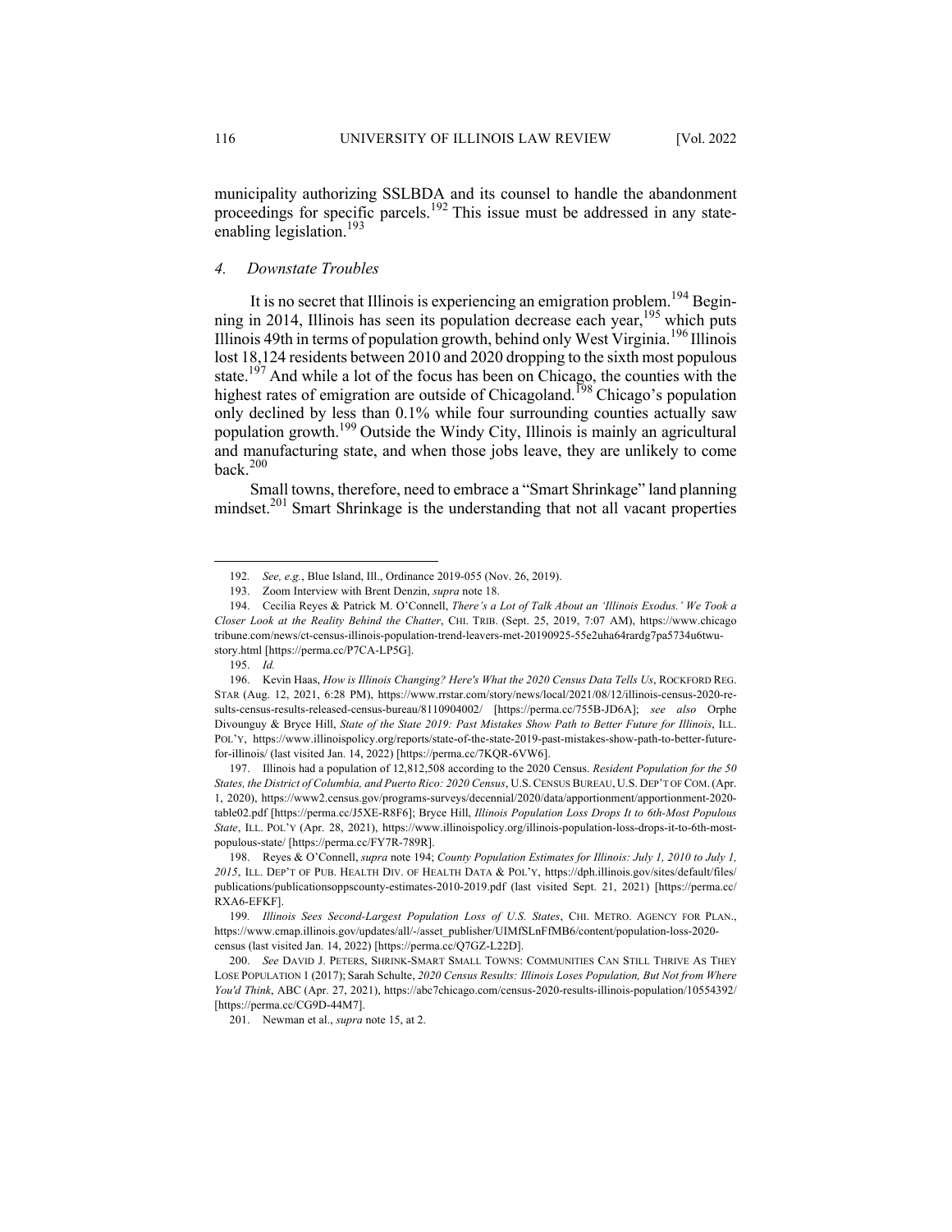municipality authorizing SSLBDA and its counsel to handle the abandonment proceedings for specific parcels.[192] This issue must be addressed in any state-enabling legislation.[193]

#### *4. Downstate Troubles*

It is no secret that Illinois is experiencing an emigration problem.[194] Beginning in 2014, Illinois has seen its population decrease each year,[195] which puts Illinois 49th in terms of population growth, behind only West Virginia.[196] Illinois lost 18,124 residents between 2010 and 2020 dropping to the sixth most populous state.[197] And while a lot of the focus has been on Chicago, the counties with the highest rates of emigration are outside of Chicagoland.[198] Chicago's population only declined by less than 0.1% while four surrounding counties actually saw population growth.[199] Outside the Windy City, Illinois is mainly an agricultural and manufacturing state, and when those jobs leave, they are unlikely to come back.[200]

Small towns, therefore, need to embrace a "Smart Shrinkage" land planning mindset.[201] Smart Shrinkage is the understanding that not all vacant properties

---

192. *See, e.g.*, Blue Island, Ill., Ordinance 2019-055 (Nov. 26, 2019).

193. Zoom Interview with Brent Denzin, *supra* note 18.

194. Cecilia Reyes & Patrick M. O'Connell, *There's a Lot of Talk About an 'Illinois Exodus.' We Took a Closer Look at the Reality Behind the Chatter*, CHI. TRIB. (Sept. 25, 2019, 7:07 AM), https://www.chicagotribune.com/news/ct-census-illinois-population-trend-leavers-met-20190925-55e2uha64rardg7pa5734u6twu-story.html [https://perma.cc/P7CA-LP5G].

195. *Id.*

196. Kevin Haas, *How is Illinois Changing? Here's What the 2020 Census Data Tells Us*, ROCKFORD REG. STAR (Aug. 12, 2021, 6:28 PM), https://www.rrstar.com/story/news/local/2021/08/12/illinois-census-2020-results-census-results-released-census-bureau/8110904002/ [https://perma.cc/755B-JD6A]; *see also* Orphe Divounguy & Bryce Hill, *State of the State 2019: Past Mistakes Show Path to Better Future for Illinois*, ILL. POL'Y, https://www.illinoispolicy.org/reports/state-of-the-state-2019-past-mistakes-show-path-to-better-future-for-illinois/ (last visited Jan. 14, 2022) [https://perma.cc/7KQR-6VW6].

197. Illinois had a population of 12,812,508 according to the 2020 Census. *Resident Population for the 50 States, the District of Columbia, and Puerto Rico: 2020 Census*, U.S. CENSUS BUREAU, U.S. DEP'T OF COM. (Apr. 1, 2020), https://www2.census.gov/programs-surveys/decennial/2020/data/apportionment/apportionment-2020-table02.pdf [https://perma.cc/J5XE-R8F6]; Bryce Hill, *Illinois Population Loss Drops It to 6th-Most Populous State*, ILL. POL'Y (Apr. 28, 2021), https://www.illinoispolicy.org/illinois-population-loss-drops-it-to-6th-most-populous-state/ [https://perma.cc/FY7R-789R].

198. Reyes & O'Connell, *supra* note 194; *County Population Estimates for Illinois: July 1, 2010 to July 1, 2015*, ILL. DEP'T OF PUB. HEALTH DIV. OF HEALTH DATA & POL'Y, https://dph.illinois.gov/sites/default/files/publications/publicationsoppscounty-estimates-2010-2019.pdf (last visited Sept. 21, 2021) [https://perma.cc/RXA6-EFKF].

199. *Illinois Sees Second-Largest Population Loss of U.S. States*, CHI. METRO. AGENCY FOR PLAN., https://www.cmap.illinois.gov/updates/all/-/asset_publisher/UIMfSLnFfMB6/content/population-loss-2020-census (last visited Jan. 14, 2022) [https://perma.cc/Q7GZ-L22D].

200. *See* DAVID J. PETERS, SHRINK-SMART SMALL TOWNS: COMMUNITIES CAN STILL THRIVE AS THEY LOSE POPULATION 1 (2017); Sarah Schulte, *2020 Census Results: Illinois Loses Population, But Not from Where You'd Think*, ABC (Apr. 27, 2021), https://abc7chicago.com/census-2020-results-illinois-population/10554392/ [https://perma.cc/CG9D-44M7].

201. Newman et al., *supra* note 15, at 2.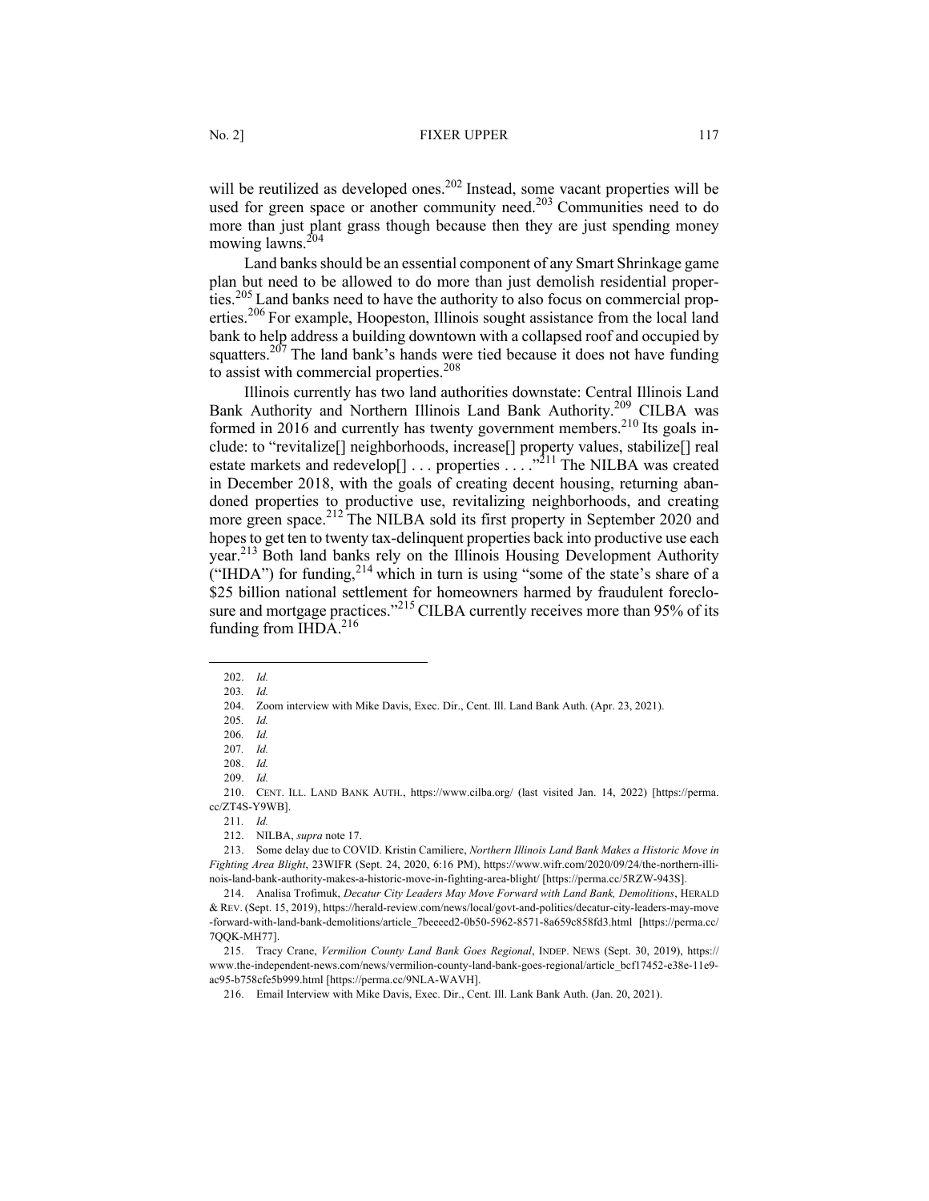will be reutilized as developed ones.[202] Instead, some vacant properties will be used for green space or another community need.[203] Communities need to do more than just plant grass though because then they are just spending money mowing lawns.[204]

Land banks should be an essential component of any Smart Shrinkage game plan but need to be allowed to do more than just demolish residential properties.[205] Land banks need to have the authority to also focus on commercial properties.[206] For example, Hoopeston, Illinois sought assistance from the local land bank to help address a building downtown with a collapsed roof and occupied by squatters.[207] The land bank's hands were tied because it does not have funding to assist with commercial properties.[208]

Illinois currently has two land authorities downstate: Central Illinois Land Bank Authority and Northern Illinois Land Bank Authority.[209] CILBA was formed in 2016 and currently has twenty government members.[210] Its goals include: to "revitalize[] neighborhoods, increase[] property values, stabilize[] real estate markets and redevelop[] . . . properties . . . ."[211] The NILBA was created in December 2018, with the goals of creating decent housing, returning abandoned properties to productive use, revitalizing neighborhoods, and creating more green space.[212] The NILBA sold its first property in September 2020 and hopes to get ten to twenty tax-delinquent properties back into productive use each year.[213] Both land banks rely on the Illinois Housing Development Authority ("IHDA") for funding,[214] which in turn is using "some of the state's share of a $25 billion national settlement for homeowners harmed by fraudulent foreclosure and mortgage practices."[215] CILBA currently receives more than 95% of its funding from IHDA.[216]

---

202. *Id.*

203. *Id.*

204. Zoom interview with Mike Davis, Exec. Dir., Cent. Ill. Land Bank Auth. (Apr. 23, 2021).

205. *Id.*

206. *Id.*

207. *Id.*

208. *Id.*

209. *Id.*

210. CENT. ILL. LAND BANK AUTH., https://www.cilba.org/ (last visited Jan. 14, 2022) [https://perma.cc/ZT4S-Y9WB].

211. *Id.*

212. NILBA, *supra* note 17.

213. Some delay due to COVID. Kristin Camiliere, *Northern Illinois Land Bank Makes a Historic Move in Fighting Area Blight*, 23WIFR (Sept. 24, 2020, 6:16 PM), https://www.wifr.com/2020/09/24/the-northern-illinois-land-bank-authority-makes-a-historic-move-in-fighting-area-blight/ [https://perma.cc/5RZW-943S].

214. Analisa Trofimuk, *Decatur City Leaders May Move Forward with Land Bank, Demolitions*, HERALD & REV. (Sept. 15, 2019), https://herald-review.com/news/local/govt-and-politics/decatur-city-leaders-may-move-forward-with-land-bank-demolitions/article_7beeeed2-0b50-5962-8571-8a659c858fd3.html [https://perma.cc/7QQK-MH77].

215. Tracy Crane, *Vermilion County Land Bank Goes Regional*, INDEP. NEWS (Sept. 30, 2019), https://www.the-independent-news.com/news/vermilion-county-land-bank-goes-regional/article_bcf17452-e38e-11e9-ac95-b758cfe5b999.html [https://perma.cc/9NLA-WAVH].

216. Email Interview with Mike Davis, Exec. Dir., Cent. Ill. Lank Bank Auth. (Jan. 20, 2021).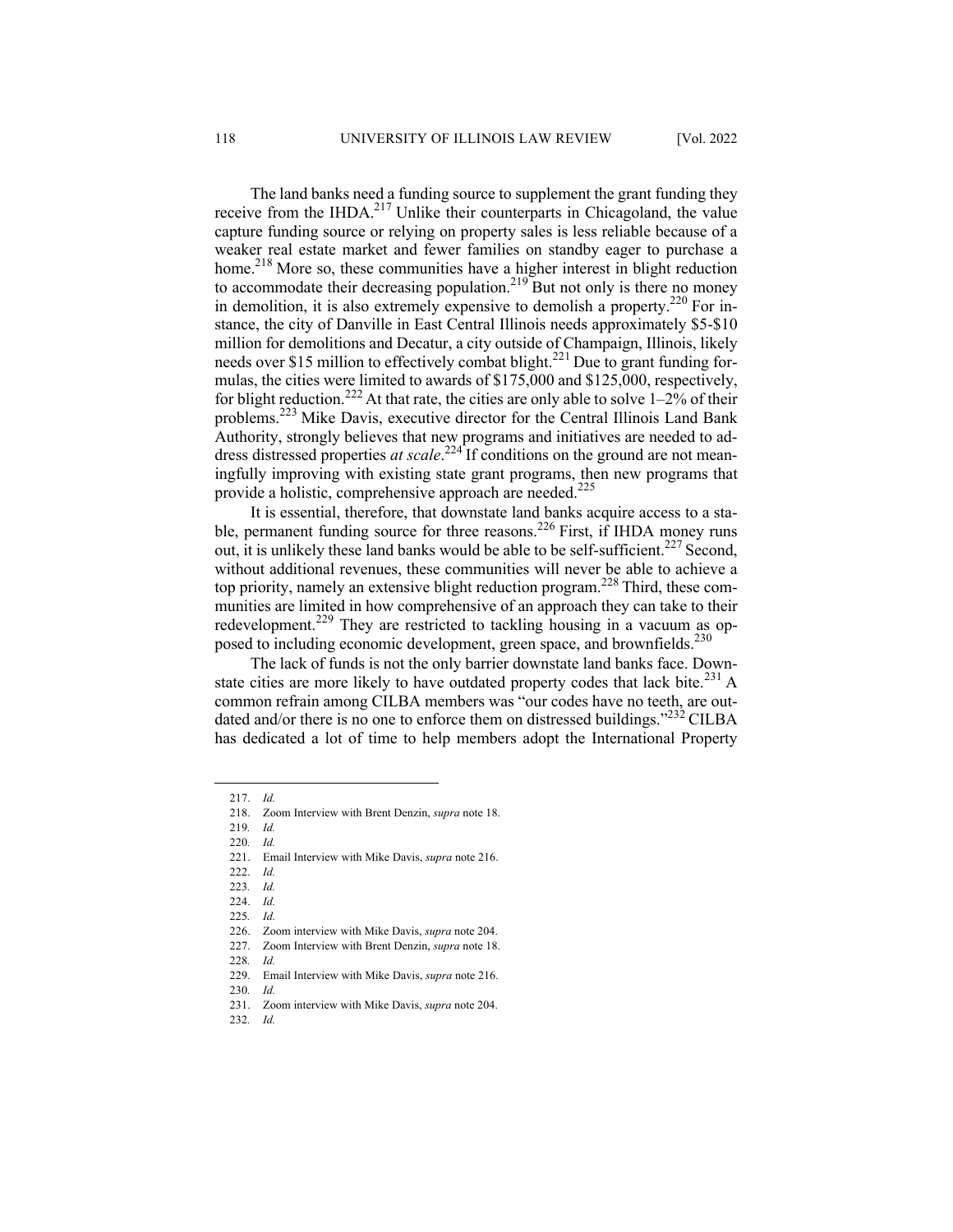The land banks need a funding source to supplement the grant funding they receive from the IHDA.[217] Unlike their counterparts in Chicagoland, the value capture funding source or relying on property sales is less reliable because of a weaker real estate market and fewer families on standby eager to purchase a home.[218] More so, these communities have a higher interest in blight reduction to accommodate their decreasing population.[219] But not only is there no money in demolition, it is also extremely expensive to demolish a property.[220] For instance, the city of Danville in East Central Illinois needs approximately $5-$10 million for demolitions and Decatur, a city outside of Champaign, Illinois, likely needs over $15 million to effectively combat blight.[221] Due to grant funding formulas, the cities were limited to awards of $175,000 and $125,000, respectively, for blight reduction.[222] At that rate, the cities are only able to solve 1–2% of their problems.[223] Mike Davis, executive director for the Central Illinois Land Bank Authority, strongly believes that new programs and initiatives are needed to address distressed properties *at scale*.[224] If conditions on the ground are not meaningfully improving with existing state grant programs, then new programs that provide a holistic, comprehensive approach are needed.[225]

It is essential, therefore, that downstate land banks acquire access to a stable, permanent funding source for three reasons.[226] First, if IHDA money runs out, it is unlikely these land banks would be able to be self-sufficient.[227] Second, without additional revenues, these communities will never be able to achieve a top priority, namely an extensive blight reduction program.[228] Third, these communities are limited in how comprehensive of an approach they can take to their redevelopment.[229] They are restricted to tackling housing in a vacuum as opposed to including economic development, green space, and brownfields.[230]

The lack of funds is not the only barrier downstate land banks face. Downstate cities are more likely to have outdated property codes that lack bite.[231] A common refrain among CILBA members was "our codes have no teeth, are outdated and/or there is no one to enforce them on distressed buildings."[232] CILBA has dedicated a lot of time to help members adopt the International Property

---

217. *Id.*
218. Zoom Interview with Brent Denzin, *supra* note 18.
219. *Id.*
220. *Id.*
221. Email Interview with Mike Davis, *supra* note 216.
222. *Id.*
223. *Id.*
224. *Id.*
225. *Id.*
226. Zoom interview with Mike Davis, *supra* note 204.
227. Zoom Interview with Brent Denzin, *supra* note 18.
228. *Id.*
229. Email Interview with Mike Davis, *supra* note 216.
230. *Id.*
231. Zoom interview with Mike Davis, *supra* note 204.
232. *Id.*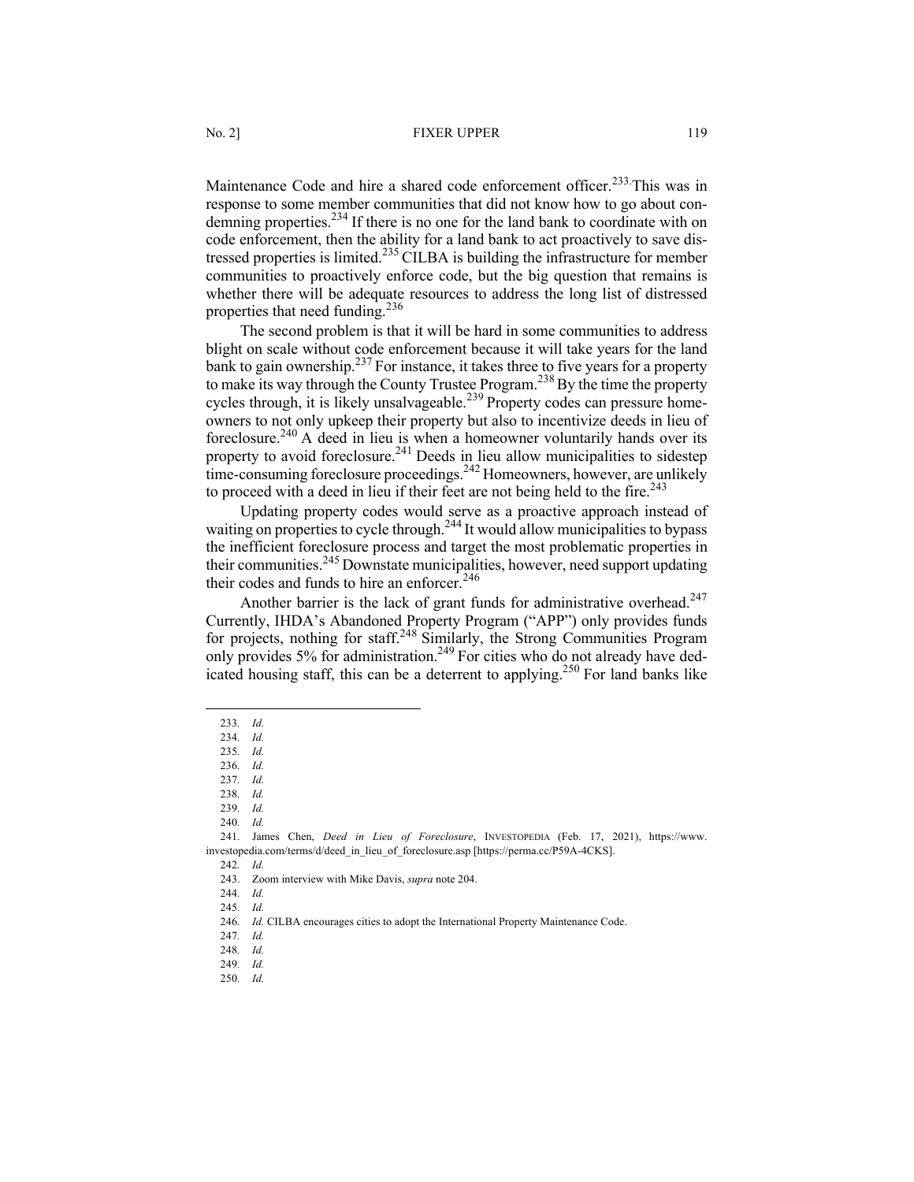Maintenance Code and hire a shared code enforcement officer.[233] This was in response to some member communities that did not know how to go about condemning properties.[234] If there is no one for the land bank to coordinate with on code enforcement, then the ability for a land bank to act proactively to save distressed properties is limited.[235] CILBA is building the infrastructure for member communities to proactively enforce code, but the big question that remains is whether there will be adequate resources to address the long list of distressed properties that need funding.[236]

The second problem is that it will be hard in some communities to address blight on scale without code enforcement because it will take years for the land bank to gain ownership.[237] For instance, it takes three to five years for a property to make its way through the County Trustee Program.[238] By the time the property cycles through, it is likely unsalvageable.[239] Property codes can pressure homeowners to not only upkeep their property but also to incentivize deeds in lieu of foreclosure.[240] A deed in lieu is when a homeowner voluntarily hands over its property to avoid foreclosure.[241] Deeds in lieu allow municipalities to sidestep time-consuming foreclosure proceedings.[242] Homeowners, however, are unlikely to proceed with a deed in lieu if their feet are not being held to the fire.[243]

Updating property codes would serve as a proactive approach instead of waiting on properties to cycle through.[244] It would allow municipalities to bypass the inefficient foreclosure process and target the most problematic properties in their communities.[245] Downstate municipalities, however, need support updating their codes and funds to hire an enforcer.[246]

Another barrier is the lack of grant funds for administrative overhead.[247] Currently, IHDA's Abandoned Property Program ("APP") only provides funds for projects, nothing for staff.[248] Similarly, the Strong Communities Program only provides 5% for administration.[249] For cities who do not already have dedicated housing staff, this can be a deterrent to applying.[250] For land banks like

---

233. *Id.*

234. *Id.*

235. *Id.*

236. *Id.*

237. *Id.*

238. *Id.*

239. *Id.*

240. *Id.*

241. James Chen, *Deed in Lieu of Foreclosure*, INVESTOPEDIA (Feb. 17, 2021), https://www.investopedia.com/terms/d/deed_in_lieu_of_foreclosure.asp [https://perma.cc/P59A-4CKS].

242. *Id.*

243. Zoom interview with Mike Davis, *supra* note 204.

244. *Id.*

245. *Id.*

246. *Id.* CILBA encourages cities to adopt the International Property Maintenance Code.

247. *Id.*

248. *Id.*

249. *Id.*

250. *Id.*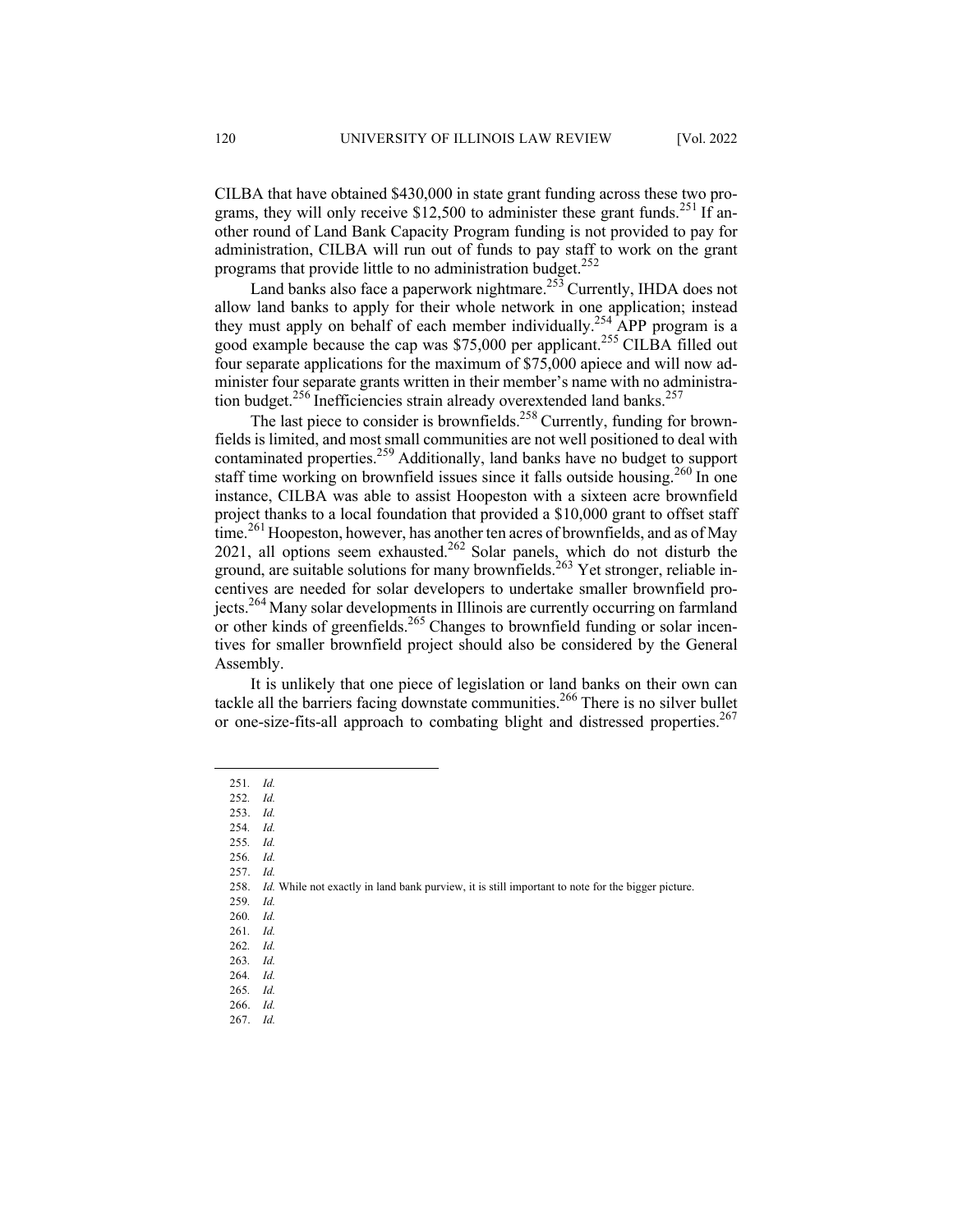CILBA that have obtained $430,000 in state grant funding across these two programs, they will only receive $12,500 to administer these grant funds.[251] If another round of Land Bank Capacity Program funding is not provided to pay for administration, CILBA will run out of funds to pay staff to work on the grant programs that provide little to no administration budget.[252]

Land banks also face a paperwork nightmare.[253] Currently, IHDA does not allow land banks to apply for their whole network in one application; instead they must apply on behalf of each member individually.[254] APP program is a good example because the cap was $75,000 per applicant.[255] CILBA filled out four separate applications for the maximum of $75,000 apiece and will now administer four separate grants written in their member's name with no administration budget.[256] Inefficiencies strain already overextended land banks.[257]

The last piece to consider is brownfields.[258] Currently, funding for brownfields is limited, and most small communities are not well positioned to deal with contaminated properties.[259] Additionally, land banks have no budget to support staff time working on brownfield issues since it falls outside housing.[260] In one instance, CILBA was able to assist Hoopeston with a sixteen acre brownfield project thanks to a local foundation that provided a $10,000 grant to offset staff time.[261] Hoopeston, however, has another ten acres of brownfields, and as of May 2021, all options seem exhausted.[262] Solar panels, which do not disturb the ground, are suitable solutions for many brownfields.[263] Yet stronger, reliable incentives are needed for solar developers to undertake smaller brownfield projects.[264] Many solar developments in Illinois are currently occurring on farmland or other kinds of greenfields.[265] Changes to brownfield funding or solar incentives for smaller brownfield project should also be considered by the General Assembly.

It is unlikely that one piece of legislation or land banks on their own can tackle all the barriers facing downstate communities.[266] There is no silver bullet or one-size-fits-all approach to combating blight and distressed properties.[267]

---

251. *Id.*
252. *Id.*
253. *Id.*
254. *Id.*
255. *Id.*
256. *Id.*
257. *Id.*
258. *Id.* While not exactly in land bank purview, it is still important to note for the bigger picture.
259. *Id.*
260. *Id.*
261. *Id.*
262. *Id.*
263. *Id.*
264. *Id.*
265. *Id.*
266. *Id.*
267. *Id.*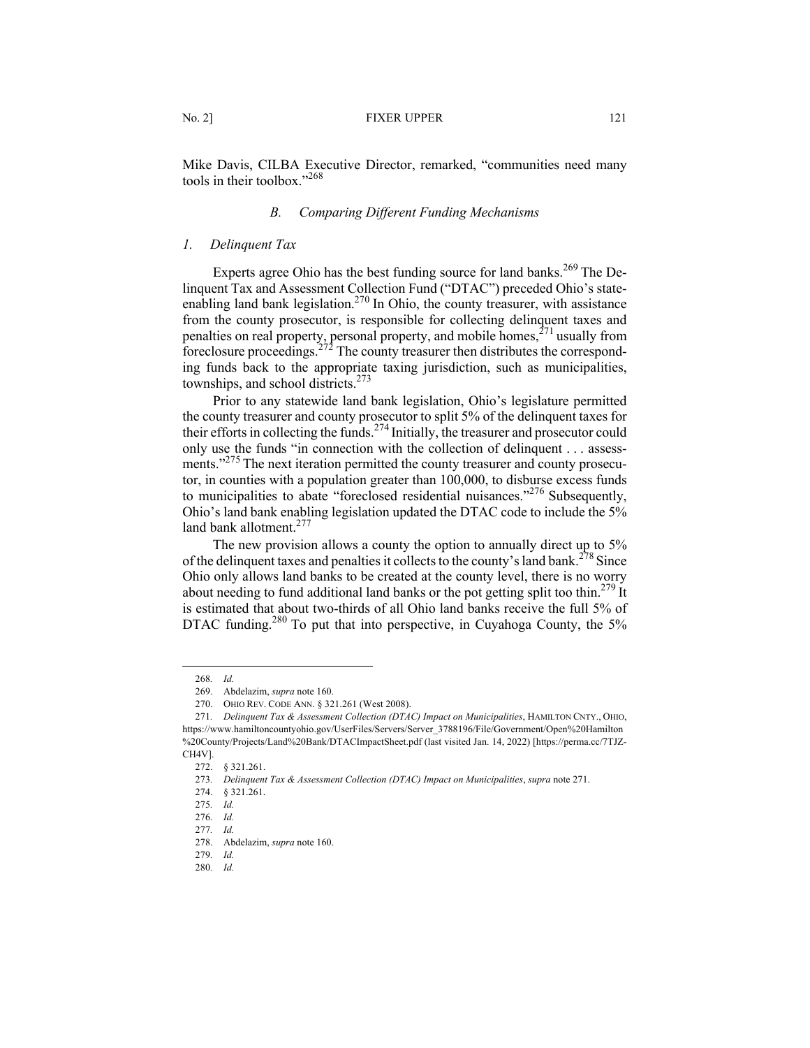Mike Davis, CILBA Executive Director, remarked, "communities need many tools in their toolbox."[268]

### *B. Comparing Different Funding Mechanisms*

#### *1. Delinquent Tax*

Experts agree Ohio has the best funding source for land banks.[269] The Delinquent Tax and Assessment Collection Fund ("DTAC") preceded Ohio's state-enabling land bank legislation.[270] In Ohio, the county treasurer, with assistance from the county prosecutor, is responsible for collecting delinquent taxes and penalties on real property, personal property, and mobile homes,[271] usually from foreclosure proceedings.[272] The county treasurer then distributes the corresponding funds back to the appropriate taxing jurisdiction, such as municipalities, townships, and school districts.[273]

Prior to any statewide land bank legislation, Ohio's legislature permitted the county treasurer and county prosecutor to split 5% of the delinquent taxes for their efforts in collecting the funds.[274] Initially, the treasurer and prosecutor could only use the funds "in connection with the collection of delinquent . . . assessments."[275] The next iteration permitted the county treasurer and county prosecutor, in counties with a population greater than 100,000, to disburse excess funds to municipalities to abate "foreclosed residential nuisances."[276] Subsequently, Ohio's land bank enabling legislation updated the DTAC code to include the 5% land bank allotment.[277]

The new provision allows a county the option to annually direct up to 5% of the delinquent taxes and penalties it collects to the county's land bank.[278] Since Ohio only allows land banks to be created at the county level, there is no worry about needing to fund additional land banks or the pot getting split too thin.[279] It is estimated that about two-thirds of all Ohio land banks receive the full 5% of DTAC funding.[280] To put that into perspective, in Cuyahoga County, the 5%

---

268. *Id.*

269. Abdelazim, *supra* note 160.

270. OHIO REV. CODE ANN. § 321.261 (West 2008).

271. *Delinquent Tax & Assessment Collection (DTAC) Impact on Municipalities*, HAMILTON CNTY., OHIO, https://www.hamiltoncountyohio.gov/UserFiles/Servers/Server_3788196/File/Government/Open%20Hamilton%20County/Projects/Land%20Bank/DTACImpactSheet.pdf (last visited Jan. 14, 2022) [https://perma.cc/7TJZ-CH4V].

272. § 321.261.

273. *Delinquent Tax & Assessment Collection (DTAC) Impact on Municipalities*, *supra* note 271.

274. § 321.261.

275. *Id.*

276. *Id.*

277. *Id.*

278. Abdelazim, *supra* note 160.

279. *Id.*

280. *Id.*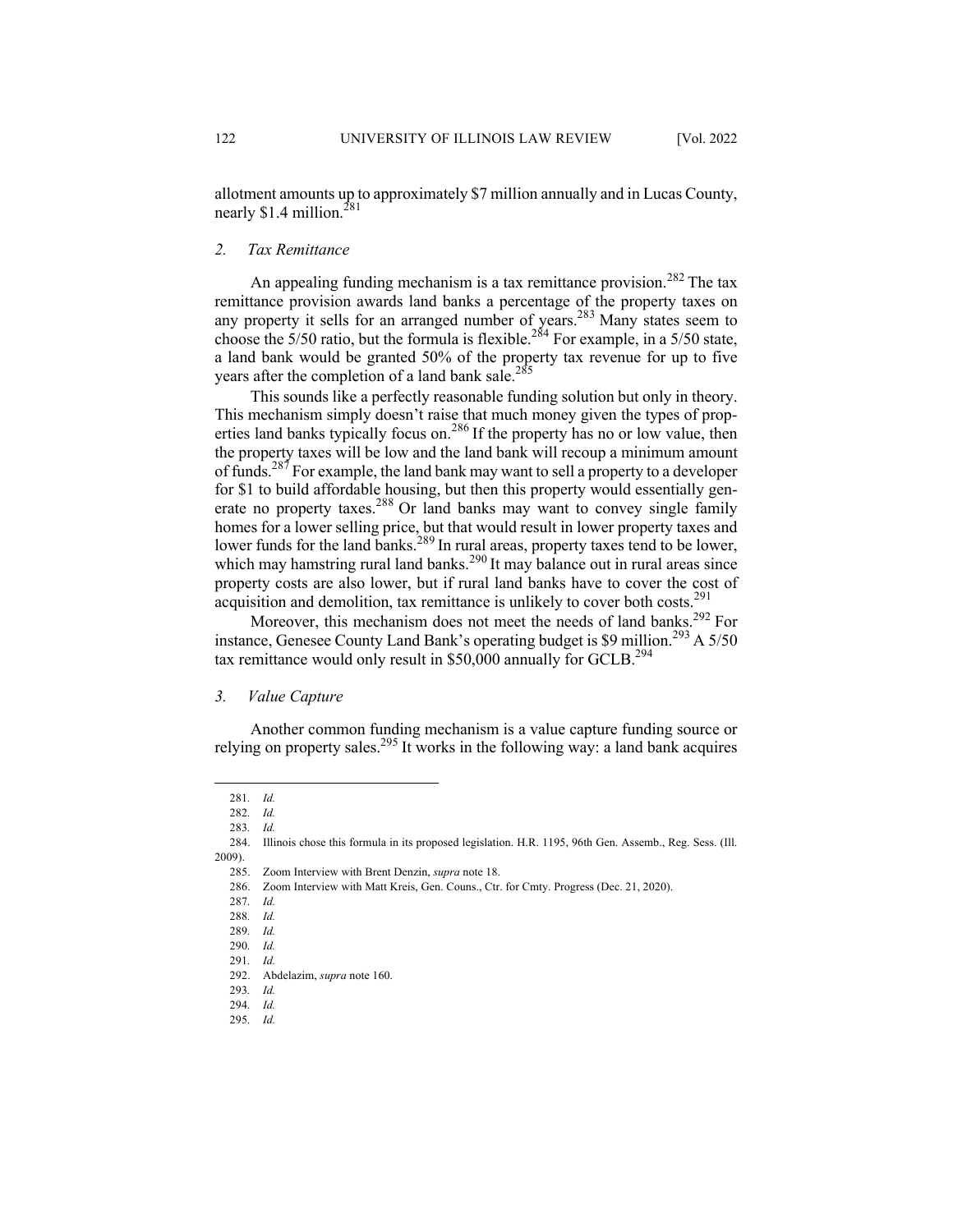allotment amounts up to approximately $7 million annually and in Lucas County, nearly $1.4 million.[281]

### *2. Tax Remittance*

An appealing funding mechanism is a tax remittance provision.[282] The tax remittance provision awards land banks a percentage of the property taxes on any property it sells for an arranged number of years.[283] Many states seem to choose the 5/50 ratio, but the formula is flexible.[284] For example, in a 5/50 state, a land bank would be granted 50% of the property tax revenue for up to five years after the completion of a land bank sale.[285]

This sounds like a perfectly reasonable funding solution but only in theory. This mechanism simply doesn't raise that much money given the types of properties land banks typically focus on.[286] If the property has no or low value, then the property taxes will be low and the land bank will recoup a minimum amount of funds.[287] For example, the land bank may want to sell a property to a developer for $1 to build affordable housing, but then this property would essentially generate no property taxes.[288] Or land banks may want to convey single family homes for a lower selling price, but that would result in lower property taxes and lower funds for the land banks.[289] In rural areas, property taxes tend to be lower, which may hamstring rural land banks.[290] It may balance out in rural areas since property costs are also lower, but if rural land banks have to cover the cost of acquisition and demolition, tax remittance is unlikely to cover both costs.[291]

Moreover, this mechanism does not meet the needs of land banks.[292] For instance, Genesee County Land Bank's operating budget is $9 million.[293] A 5/50 tax remittance would only result in $50,000 annually for GCLB.[294]

### *3. Value Capture*

Another common funding mechanism is a value capture funding source or relying on property sales.[295] It works in the following way: a land bank acquires

---

281. *Id.*

282. *Id.*

283. *Id.*

284. Illinois chose this formula in its proposed legislation. H.R. 1195, 96th Gen. Assemb., Reg. Sess. (Ill. 2009).

285. Zoom Interview with Brent Denzin, *supra* note 18.

286. Zoom Interview with Matt Kreis, Gen. Couns., Ctr. for Cmty. Progress (Dec. 21, 2020).

287. *Id.*

288. *Id.*

289. *Id.*

290. *Id.*

291. *Id.*

292. Abdelazim, *supra* note 160.

293. *Id.*

294. *Id.*

295. *Id.*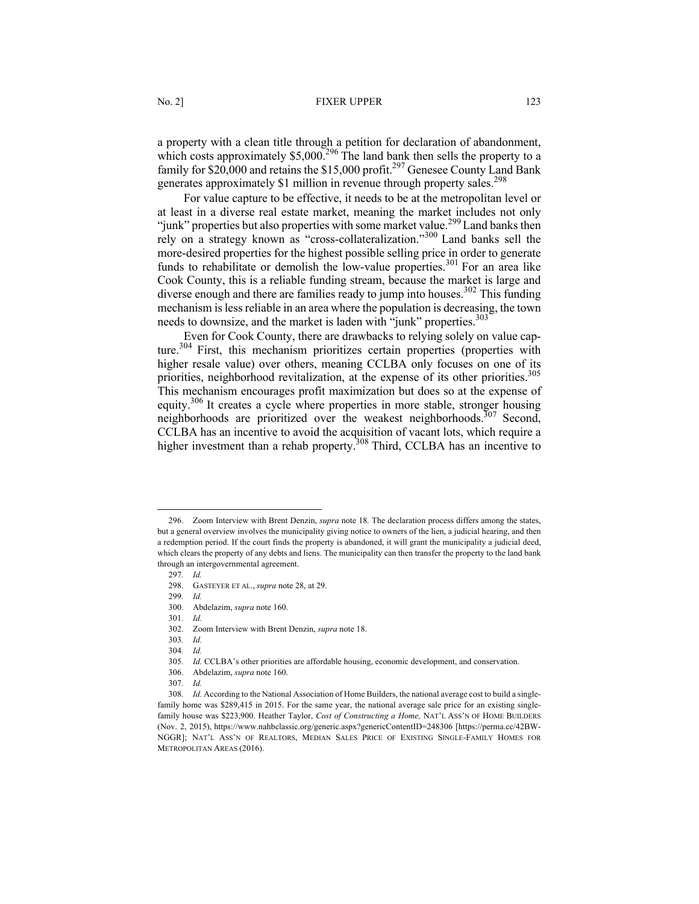a property with a clean title through a petition for declaration of abandonment, which costs approximately $5,000.[296] The land bank then sells the property to a family for $20,000 and retains the $15,000 profit.[297] Genesee County Land Bank generates approximately $1 million in revenue through property sales.[298]

For value capture to be effective, it needs to be at the metropolitan level or at least in a diverse real estate market, meaning the market includes not only "junk" properties but also properties with some market value.[299] Land banks then rely on a strategy known as "cross-collateralization."[300] Land banks sell the more-desired properties for the highest possible selling price in order to generate funds to rehabilitate or demolish the low-value properties.[301] For an area like Cook County, this is a reliable funding stream, because the market is large and diverse enough and there are families ready to jump into houses.[302] This funding mechanism is less reliable in an area where the population is decreasing, the town needs to downsize, and the market is laden with "junk" properties.[303]

Even for Cook County, there are drawbacks to relying solely on value capture.[304] First, this mechanism prioritizes certain properties (properties with higher resale value) over others, meaning CCLBA only focuses on one of its priorities, neighborhood revitalization, at the expense of its other priorities.[305] This mechanism encourages profit maximization but does so at the expense of equity.[306] It creates a cycle where properties in more stable, stronger housing neighborhoods are prioritized over the weakest neighborhoods.[307] Second, CCLBA has an incentive to avoid the acquisition of vacant lots, which require a higher investment than a rehab property.[308] Third, CCLBA has an incentive to

---

296. Zoom Interview with Brent Denzin, *supra* note 18. The declaration process differs among the states, but a general overview involves the municipality giving notice to owners of the lien, a judicial hearing, and then a redemption period. If the court finds the property is abandoned, it will grant the municipality a judicial deed, which clears the property of any debts and liens. The municipality can then transfer the property to the land bank through an intergovernmental agreement.

297. *Id.*

298. GASTEYER ET AL., *supra* note 28, at 29.

299. *Id.*

300. Abdelazim, *supra* note 160.

301. *Id.*

302. Zoom Interview with Brent Denzin, *supra* note 18.

303. *Id.*

304. *Id.*

305. *Id.* CCLBA's other priorities are affordable housing, economic development, and conservation.

306. Abdelazim, *supra* note 160.

307. *Id.*

308. *Id.* According to the National Association of Home Builders, the national average cost to build a single-family home was $289,415 in 2015. For the same year, the national average sale price for an existing single-family house was $223,900. Heather Taylor, *Cost of Constructing a Home,* NAT'L ASS'N OF HOME BUILDERS (Nov. 2, 2015), https://www.nahbclassic.org/generic.aspx?genericContentID=248306 [https://perma.cc/42BW-NGGR]; NAT'L ASS'N OF REALTORS, MEDIAN SALES PRICE OF EXISTING SINGLE-FAMILY HOMES FOR METROPOLITAN AREAS (2016).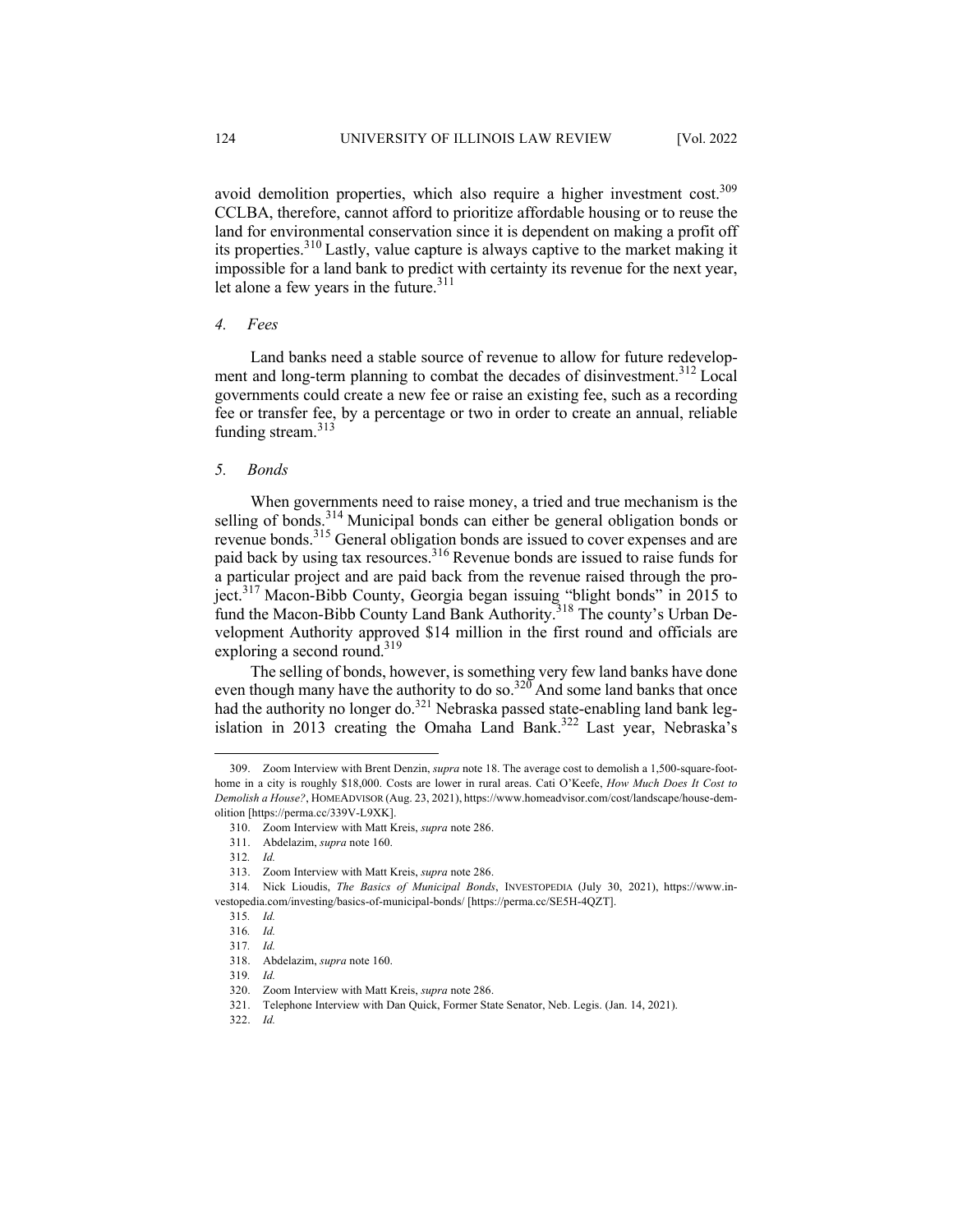avoid demolition properties, which also require a higher investment cost.[309] CCLBA, therefore, cannot afford to prioritize affordable housing or to reuse the land for environmental conservation since it is dependent on making a profit off its properties.[310] Lastly, value capture is always captive to the market making it impossible for a land bank to predict with certainty its revenue for the next year, let alone a few years in the future.[311]

#### *4. Fees*

Land banks need a stable source of revenue to allow for future redevelopment and long-term planning to combat the decades of disinvestment.[312] Local governments could create a new fee or raise an existing fee, such as a recording fee or transfer fee, by a percentage or two in order to create an annual, reliable funding stream.[313]

#### *5. Bonds*

When governments need to raise money, a tried and true mechanism is the selling of bonds.[314] Municipal bonds can either be general obligation bonds or revenue bonds.[315] General obligation bonds are issued to cover expenses and are paid back by using tax resources.[316] Revenue bonds are issued to raise funds for a particular project and are paid back from the revenue raised through the project.[317] Macon-Bibb County, Georgia began issuing "blight bonds" in 2015 to fund the Macon-Bibb County Land Bank Authority.[318] The county's Urban Development Authority approved $14 million in the first round and officials are exploring a second round.[319]

The selling of bonds, however, is something very few land banks have done even though many have the authority to do so.[320] And some land banks that once had the authority no longer do.[321] Nebraska passed state-enabling land bank legislation in 2013 creating the Omaha Land Bank.[322] Last year, Nebraska's

---

309. Zoom Interview with Brent Denzin, *supra* note 18. The average cost to demolish a 1,500-square-foot-home in a city is roughly $18,000. Costs are lower in rural areas. Cati O'Keefe, *How Much Does It Cost to Demolish a House?*, HOMEADVISOR (Aug. 23, 2021), https://www.homeadvisor.com/cost/landscape/house-demolition [https://perma.cc/339V-L9XK].

310. Zoom Interview with Matt Kreis, *supra* note 286.

311. Abdelazim, *supra* note 160.

312. *Id.*

313. Zoom Interview with Matt Kreis, *supra* note 286.

314. Nick Lioudis, *The Basics of Municipal Bonds*, INVESTOPEDIA (July 30, 2021), https://www.investopedia.com/investing/basics-of-municipal-bonds/ [https://perma.cc/SE5H-4QZT].

315. *Id.*

316. *Id.*

317. *Id.*

318. Abdelazim, *supra* note 160.

319. *Id.*

320. Zoom Interview with Matt Kreis, *supra* note 286.

321. Telephone Interview with Dan Quick, Former State Senator, Neb. Legis. (Jan. 14, 2021).

322. *Id.*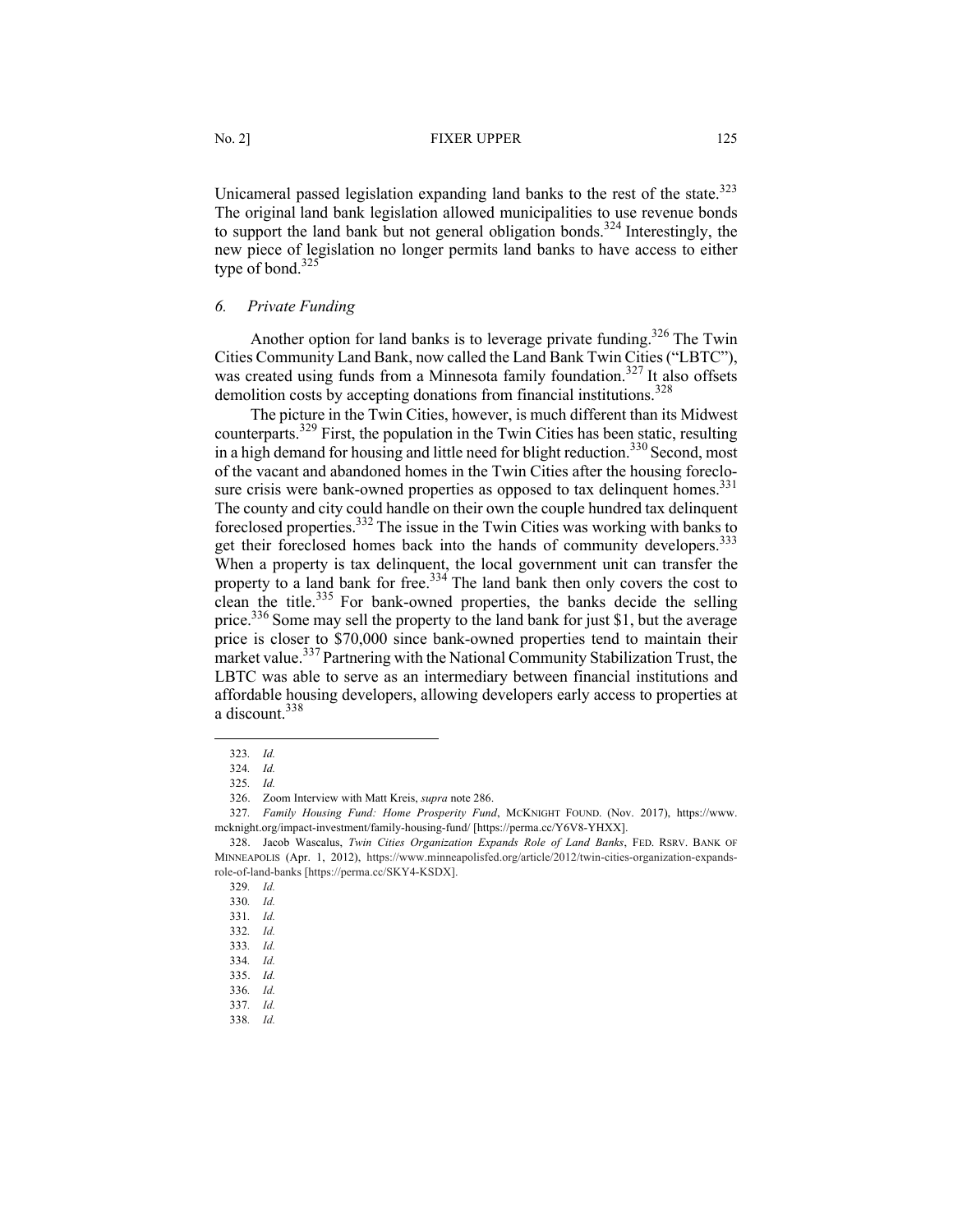Unicameral passed legislation expanding land banks to the rest of the state.[323] The original land bank legislation allowed municipalities to use revenue bonds to support the land bank but not general obligation bonds.[324] Interestingly, the new piece of legislation no longer permits land banks to have access to either type of bond.[325]

### *6. Private Funding*

Another option for land banks is to leverage private funding.[326] The Twin Cities Community Land Bank, now called the Land Bank Twin Cities ("LBTC"), was created using funds from a Minnesota family foundation.[327] It also offsets demolition costs by accepting donations from financial institutions.[328]

The picture in the Twin Cities, however, is much different than its Midwest counterparts.[329] First, the population in the Twin Cities has been static, resulting in a high demand for housing and little need for blight reduction.[330] Second, most of the vacant and abandoned homes in the Twin Cities after the housing foreclosure crisis were bank-owned properties as opposed to tax delinquent homes.[331] The county and city could handle on their own the couple hundred tax delinquent foreclosed properties.[332] The issue in the Twin Cities was working with banks to get their foreclosed homes back into the hands of community developers.[333] When a property is tax delinquent, the local government unit can transfer the property to a land bank for free.[334] The land bank then only covers the cost to clean the title.[335] For bank-owned properties, the banks decide the selling price.[336] Some may sell the property to the land bank for just $1, but the average price is closer to $70,000 since bank-owned properties tend to maintain their market value.[337] Partnering with the National Community Stabilization Trust, the LBTC was able to serve as an intermediary between financial institutions and affordable housing developers, allowing developers early access to properties at a discount.[338]

---

323. *Id.*
324. *Id.*
325. *Id.*
326. Zoom Interview with Matt Kreis, *supra* note 286.
327. *Family Housing Fund: Home Prosperity Fund*, MCKNIGHT FOUND. (Nov. 2017), https://www.mcknight.org/impact-investment/family-housing-fund/ [https://perma.cc/Y6V8-YHXX].
328. Jacob Wascalus, *Twin Cities Organization Expands Role of Land Banks*, FED. RSRV. BANK OF MINNEAPOLIS (Apr. 1, 2012), https://www.minneapolisfed.org/article/2012/twin-cities-organization-expands-role-of-land-banks [https://perma.cc/SKY4-KSDX].
329. *Id.*
330. *Id.*
331. *Id.*
332. *Id.*
333. *Id.*
334. *Id.*
335. *Id.*
336. *Id.*
337. *Id.*
338. *Id.*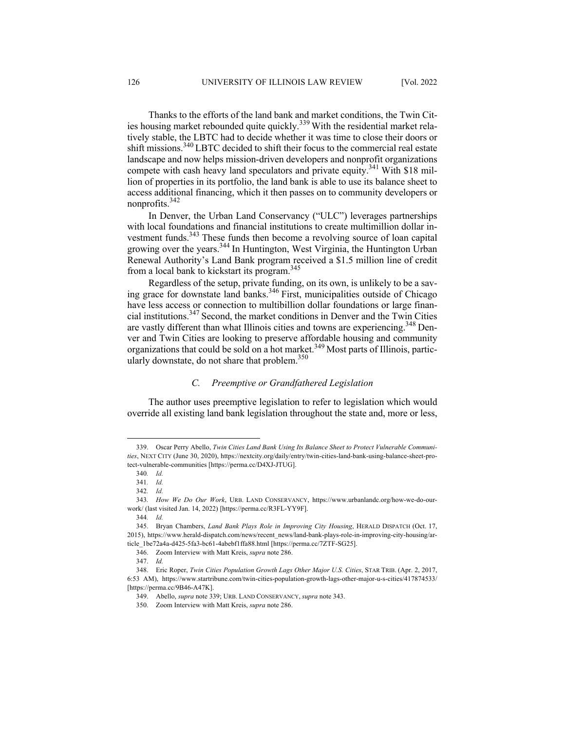Thanks to the efforts of the land bank and market conditions, the Twin Cities housing market rebounded quite quickly.[339] With the residential market relatively stable, the LBTC had to decide whether it was time to close their doors or shift missions.[340] LBTC decided to shift their focus to the commercial real estate landscape and now helps mission-driven developers and nonprofit organizations compete with cash heavy land speculators and private equity.[341] With $18 million of properties in its portfolio, the land bank is able to use its balance sheet to access additional financing, which it then passes on to community developers or nonprofits.[342]

In Denver, the Urban Land Conservancy ("ULC") leverages partnerships with local foundations and financial institutions to create multimillion dollar investment funds.[343] These funds then become a revolving source of loan capital growing over the years.[344] In Huntington, West Virginia, the Huntington Urban Renewal Authority's Land Bank program received a $1.5 million line of credit from a local bank to kickstart its program.[345]

Regardless of the setup, private funding, on its own, is unlikely to be a saving grace for downstate land banks.[346] First, municipalities outside of Chicago have less access or connection to multibillion dollar foundations or large financial institutions.[347] Second, the market conditions in Denver and the Twin Cities are vastly different than what Illinois cities and towns are experiencing.[348] Denver and Twin Cities are looking to preserve affordable housing and community organizations that could be sold on a hot market.[349] Most parts of Illinois, particularly downstate, do not share that problem.[350]

### *C. Preemptive or Grandfathered Legislation*

The author uses preemptive legislation to refer to legislation which would override all existing land bank legislation throughout the state and, more or less,

---

339. Oscar Perry Abello, *Twin Cities Land Bank Using Its Balance Sheet to Protect Vulnerable Communities*, NEXT CITY (June 30, 2020), https://nextcity.org/daily/entry/twin-cities-land-bank-using-balance-sheet-protect-vulnerable-communities [https://perma.cc/D4XJ-JTUG].

340. *Id.*

341. *Id.*

342. *Id.*

343. *How We Do Our Work*, URB. LAND CONSERVANCY, https://www.urbanlandc.org/how-we-do-our-work/ (last visited Jan. 14, 2022) [https://perma.cc/R3FL-YY9F].

344. *Id.*

345. Bryan Chambers, *Land Bank Plays Role in Improving City Housing*, HERALD DISPATCH (Oct. 17, 2015), https://www.herald-dispatch.com/news/recent_news/land-bank-plays-role-in-improving-city-housing/article_1be72a4a-d425-5fa3-bc61-4abebf1ffa88.html [https://perma.cc/7ZTF-SG25].

346. Zoom Interview with Matt Kreis, *supra* note 286.

347. *Id.*

348. Eric Roper, *Twin Cities Population Growth Lags Other Major U.S. Cities*, STAR TRIB. (Apr. 2, 2017, 6:53 AM), https://www.startribune.com/twin-cities-population-growth-lags-other-major-u-s-cities/417874533/ [https://perma.cc/9B46-A47K].

349. Abello, *supra* note 339; URB. LAND CONSERVANCY, *supra* note 343.

350. Zoom Interview with Matt Kreis, *supra* note 286.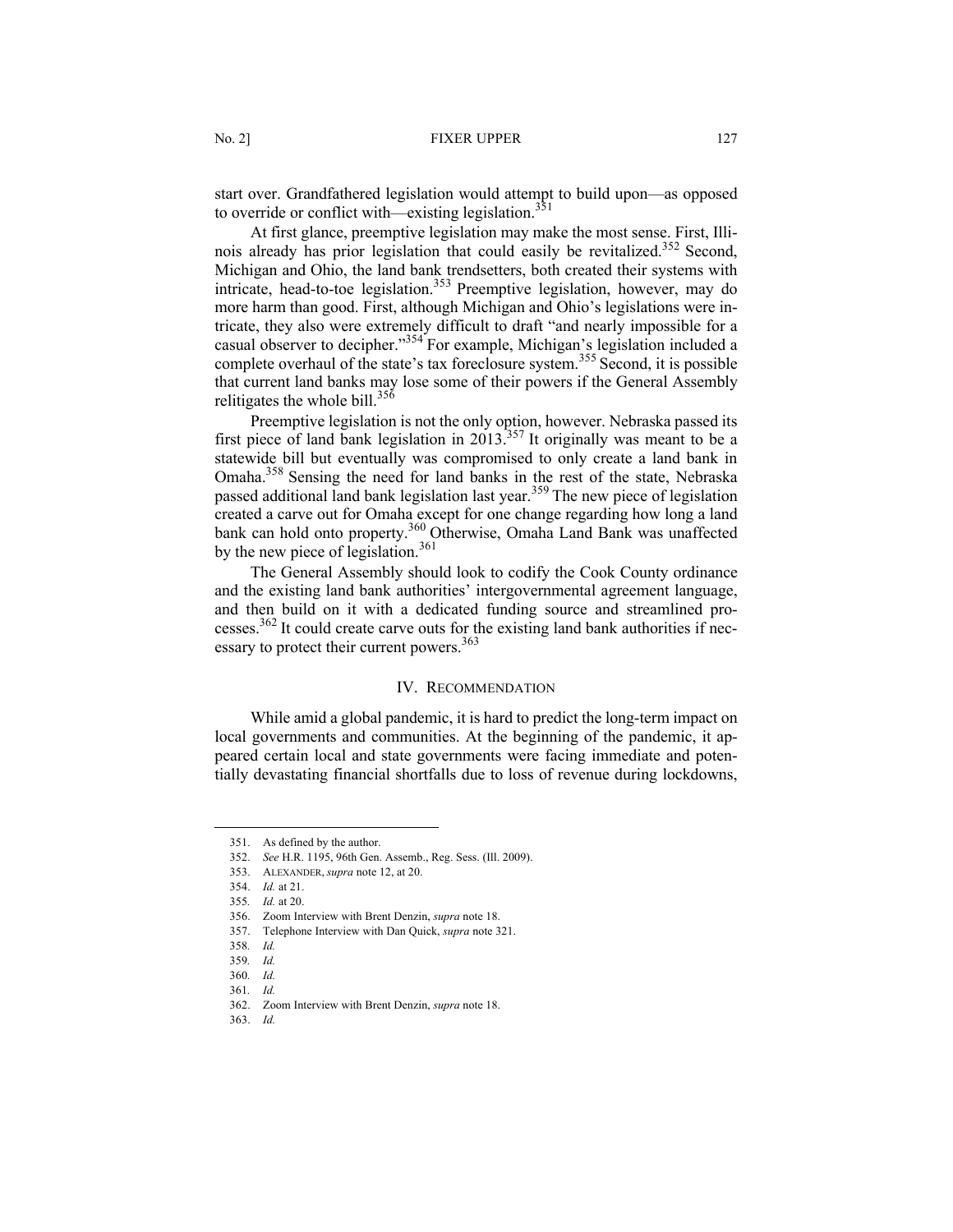start over. Grandfathered legislation would attempt to build upon—as opposed to override or conflict with—existing legislation.[351]

At first glance, preemptive legislation may make the most sense. First, Illinois already has prior legislation that could easily be revitalized.[352] Second, Michigan and Ohio, the land bank trendsetters, both created their systems with intricate, head-to-toe legislation.[353] Preemptive legislation, however, may do more harm than good. First, although Michigan and Ohio's legislations were intricate, they also were extremely difficult to draft "and nearly impossible for a casual observer to decipher."[354] For example, Michigan's legislation included a complete overhaul of the state's tax foreclosure system.[355] Second, it is possible that current land banks may lose some of their powers if the General Assembly relitigates the whole bill.[356]

Preemptive legislation is not the only option, however. Nebraska passed its first piece of land bank legislation in 2013.[357] It originally was meant to be a statewide bill but eventually was compromised to only create a land bank in Omaha.[358] Sensing the need for land banks in the rest of the state, Nebraska passed additional land bank legislation last year.[359] The new piece of legislation created a carve out for Omaha except for one change regarding how long a land bank can hold onto property.[360] Otherwise, Omaha Land Bank was unaffected by the new piece of legislation.[361]

The General Assembly should look to codify the Cook County ordinance and the existing land bank authorities' intergovernmental agreement language, and then build on it with a dedicated funding source and streamlined processes.[362] It could create carve outs for the existing land bank authorities if necessary to protect their current powers.[363]

## IV. RECOMMENDATION

While amid a global pandemic, it is hard to predict the long-term impact on local governments and communities. At the beginning of the pandemic, it appeared certain local and state governments were facing immediate and potentially devastating financial shortfalls due to loss of revenue during lockdowns,

---

351. As defined by the author.
352. *See* H.R. 1195, 96th Gen. Assemb., Reg. Sess. (Ill. 2009).
353. ALEXANDER, *supra* note 12, at 20.
354. *Id.* at 21.
355. *Id.* at 20.
356. Zoom Interview with Brent Denzin, *supra* note 18.
357. Telephone Interview with Dan Quick, *supra* note 321.
358. *Id.*
359. *Id.*
360. *Id.*
361. *Id.*
362. Zoom Interview with Brent Denzin, *supra* note 18.
363. *Id.*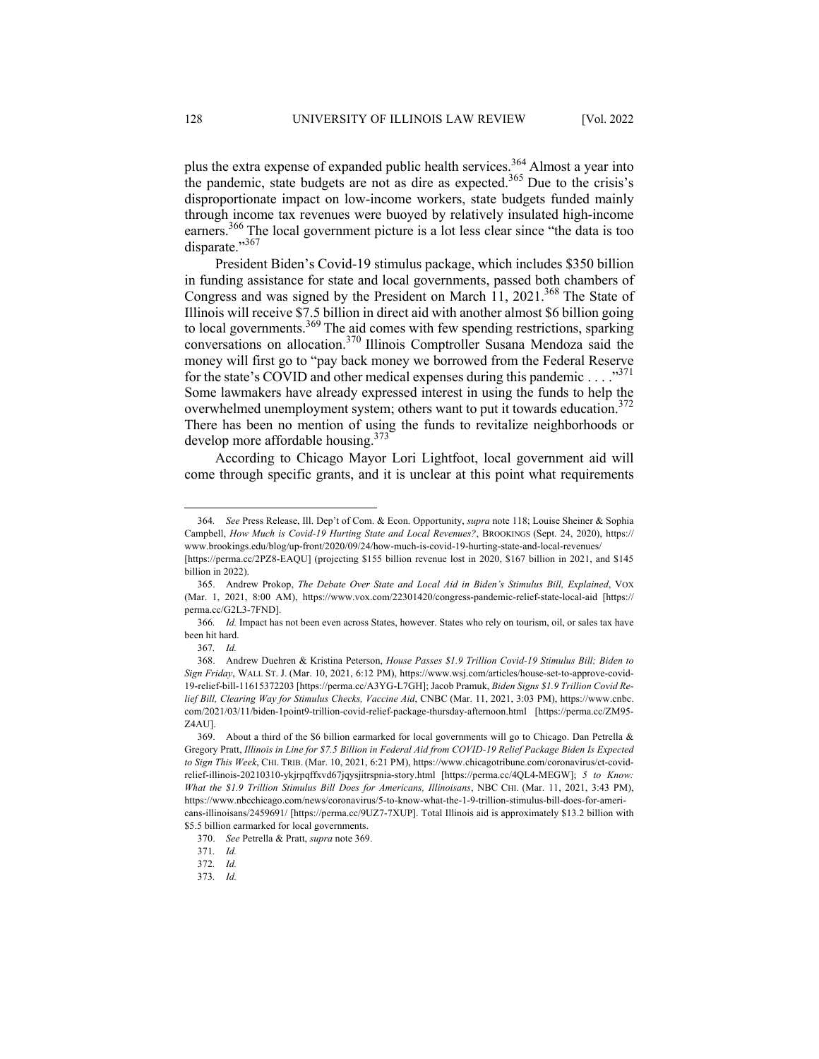plus the extra expense of expanded public health services.[364] Almost a year into the pandemic, state budgets are not as dire as expected.[365] Due to the crisis's disproportionate impact on low-income workers, state budgets funded mainly through income tax revenues were buoyed by relatively insulated high-income earners.[366] The local government picture is a lot less clear since "the data is too disparate."[367]

President Biden's Covid-19 stimulus package, which includes $350 billion in funding assistance for state and local governments, passed both chambers of Congress and was signed by the President on March 11, 2021.[368] The State of Illinois will receive $7.5 billion in direct aid with another almost $6 billion going to local governments.[369] The aid comes with few spending restrictions, sparking conversations on allocation.[370] Illinois Comptroller Susana Mendoza said the money will first go to "pay back money we borrowed from the Federal Reserve for the state's COVID and other medical expenses during this pandemic . . . ."[371] Some lawmakers have already expressed interest in using the funds to help the overwhelmed unemployment system; others want to put it towards education.[372] There has been no mention of using the funds to revitalize neighborhoods or develop more affordable housing.[373]

According to Chicago Mayor Lori Lightfoot, local government aid will come through specific grants, and it is unclear at this point what requirements

---

364. *See* Press Release, Ill. Dep't of Com. & Econ. Opportunity, *supra* note 118; Louise Sheiner & Sophia Campbell, *How Much is Covid-19 Hurting State and Local Revenues?*, BROOKINGS (Sept. 24, 2020), https://www.brookings.edu/blog/up-front/2020/09/24/how-much-is-covid-19-hurting-state-and-local-revenues/ [https://perma.cc/2PZ8-EAQU] (projecting $155 billion revenue lost in 2020, $167 billion in 2021, and $145 billion in 2022).

365. Andrew Prokop, *The Debate Over State and Local Aid in Biden's Stimulus Bill, Explained*, VOX (Mar. 1, 2021, 8:00 AM), https://www.vox.com/22301420/congress-pandemic-relief-state-local-aid [https://perma.cc/G2L3-7FND].

366. *Id.* Impact has not been even across States, however. States who rely on tourism, oil, or sales tax have been hit hard.

367. *Id.*

368. Andrew Duehren & Kristina Peterson, *House Passes $1.9 Trillion Covid-19 Stimulus Bill; Biden to Sign Friday*, WALL ST. J. (Mar. 10, 2021, 6:12 PM), https://www.wsj.com/articles/house-set-to-approve-covid-19-relief-bill-11615372203 [https://perma.cc/A3YG-L7GH]; Jacob Pramuk, *Biden Signs $1.9 Trillion Covid Relief Bill, Clearing Way for Stimulus Checks, Vaccine Aid*, CNBC (Mar. 11, 2021, 3:03 PM), https://www.cnbc.com/2021/03/11/biden-1point9-trillion-covid-relief-package-thursday-afternoon.html [https://perma.cc/ZM95-Z4AU].

369. About a third of the $6 billion earmarked for local governments will go to Chicago. Dan Petrella & Gregory Pratt, *Illinois in Line for $7.5 Billion in Federal Aid from COVID-19 Relief Package Biden Is Expected to Sign This Week*, CHI. TRIB. (Mar. 10, 2021, 6:21 PM), https://www.chicagotribune.com/coronavirus/ct-covid-relief-illinois-20210310-ykjrpqffxvd67jqysjitrspnia-story.html [https://perma.cc/4QL4-MEGW]; *5 to Know: What the $1.9 Trillion Stimulus Bill Does for Americans, Illinoisans*, NBC CHI. (Mar. 11, 2021, 3:43 PM), https://www.nbcchicago.com/news/coronavirus/5-to-know-what-the-1-9-trillion-stimulus-bill-does-for-americans-illinoisans/2459691/ [https://perma.cc/9UZ7-7XUP]. Total Illinois aid is approximately $13.2 billion with $5.5 billion earmarked for local governments.

370. *See* Petrella & Pratt, *supra* note 369.

371. *Id.*

372. *Id.*

373. *Id.*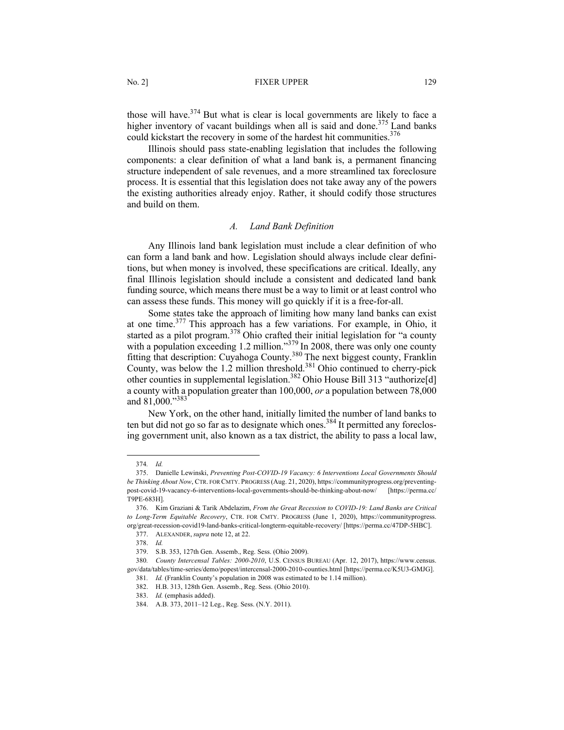those will have.[374] But what is clear is local governments are likely to face a higher inventory of vacant buildings when all is said and done.[375] Land banks could kickstart the recovery in some of the hardest hit communities.[376]

Illinois should pass state-enabling legislation that includes the following components: a clear definition of what a land bank is, a permanent financing structure independent of sale revenues, and a more streamlined tax foreclosure process. It is essential that this legislation does not take away any of the powers the existing authorities already enjoy. Rather, it should codify those structures and build on them.

### *A. Land Bank Definition*

Any Illinois land bank legislation must include a clear definition of who can form a land bank and how. Legislation should always include clear definitions, but when money is involved, these specifications are critical. Ideally, any final Illinois legislation should include a consistent and dedicated land bank funding source, which means there must be a way to limit or at least control who can assess these funds. This money will go quickly if it is a free-for-all.

Some states take the approach of limiting how many land banks can exist at one time.[377] This approach has a few variations. For example, in Ohio, it started as a pilot program.[378] Ohio crafted their initial legislation for "a county with a population exceeding 1.2 million."[379] In 2008, there was only one county fitting that description: Cuyahoga County.[380] The next biggest county, Franklin County, was below the 1.2 million threshold.[381] Ohio continued to cherry-pick other counties in supplemental legislation.[382] Ohio House Bill 313 "authorize[d] a county with a population greater than 100,000, *or* a population between 78,000 and 81,000."[383]

New York, on the other hand, initially limited the number of land banks to ten but did not go so far as to designate which ones.[384] It permitted any foreclosing government unit, also known as a tax district, the ability to pass a local law,

---

374. *Id.*

375. Danielle Lewinski, *Preventing Post-COVID-19 Vacancy: 6 Interventions Local Governments Should be Thinking About Now*, CTR. FOR CMTY. PROGRESS (Aug. 21, 2020), https://communityprogress.org/preventing-post-covid-19-vacancy-6-interventions-local-governments-should-be-thinking-about-now/ [https://perma.cc/T9PE-683H].

376. Kim Graziani & Tarik Abdelazim, *From the Great Recession to COVID-19: Land Banks are Critical to Long-Term Equitable Recovery*, CTR. FOR CMTY. PROGRESS (June 1, 2020), https://communityprogress.org/great-recession-covid19-land-banks-critical-longterm-equitable-recovery/ [https://perma.cc/47DP-5HBC].

377. ALEXANDER, *supra* note 12, at 22.

378. *Id.*

379. S.B. 353, 127th Gen. Assemb., Reg. Sess. (Ohio 2009).

380. *County Intercensal Tables: 2000-2010*, U.S. CENSUS BUREAU (Apr. 12, 2017), https://www.census.gov/data/tables/time-series/demo/popest/intercensal-2000-2010-counties.html [https://perma.cc/K5U3-GMJG].

381. *Id.* (Franklin County's population in 2008 was estimated to be 1.14 million).

382. H.B. 313, 128th Gen. Assemb., Reg. Sess. (Ohio 2010).

383. *Id.* (emphasis added).

384. A.B. 373, 2011–12 Leg., Reg. Sess. (N.Y. 2011).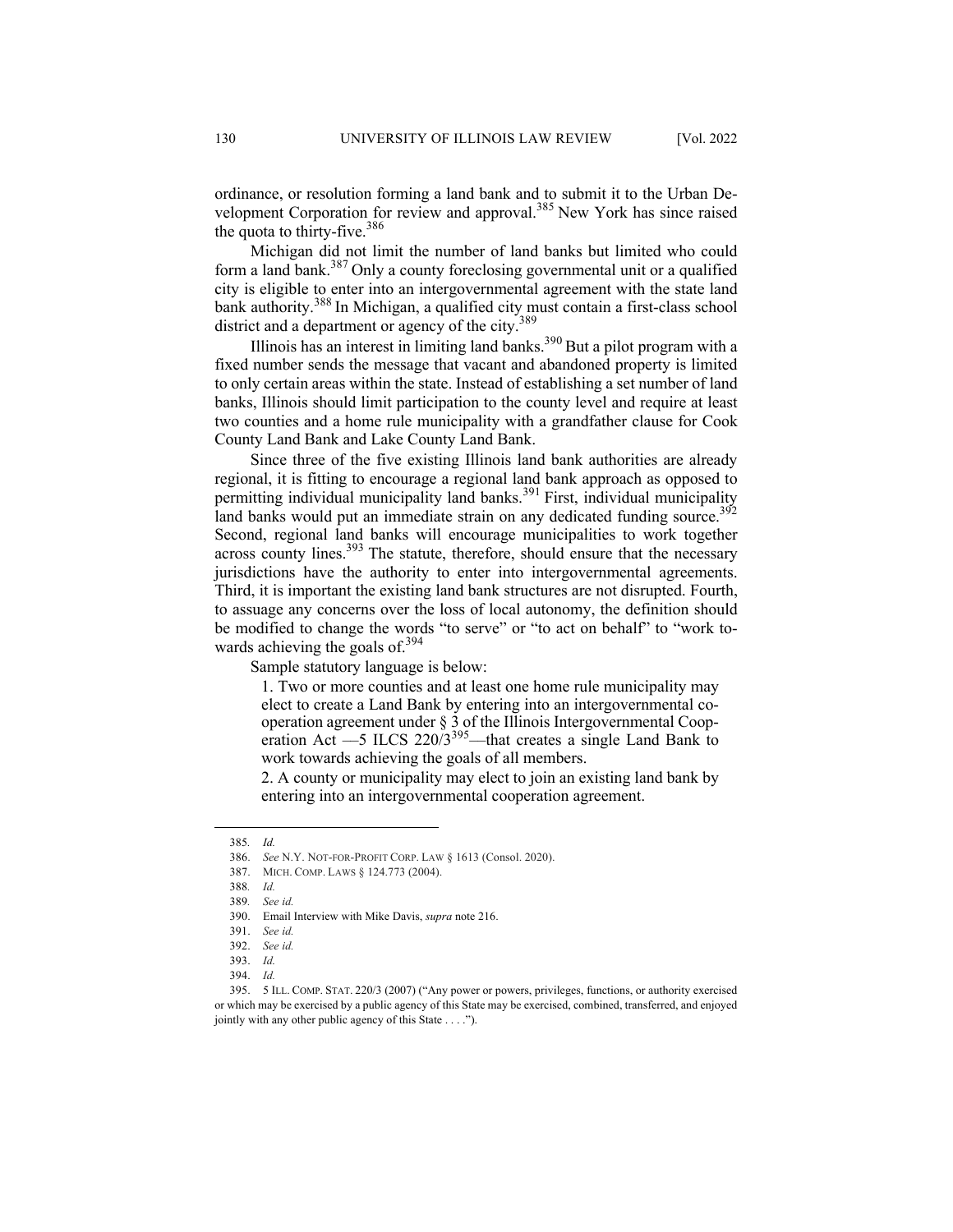ordinance, or resolution forming a land bank and to submit it to the Urban Development Corporation for review and approval.[385] New York has since raised the quota to thirty-five.[386]

Michigan did not limit the number of land banks but limited who could form a land bank.[387] Only a county foreclosing governmental unit or a qualified city is eligible to enter into an intergovernmental agreement with the state land bank authority.[388] In Michigan, a qualified city must contain a first-class school district and a department or agency of the city.[389]

Illinois has an interest in limiting land banks.[390] But a pilot program with a fixed number sends the message that vacant and abandoned property is limited to only certain areas within the state. Instead of establishing a set number of land banks, Illinois should limit participation to the county level and require at least two counties and a home rule municipality with a grandfather clause for Cook County Land Bank and Lake County Land Bank.

Since three of the five existing Illinois land bank authorities are already regional, it is fitting to encourage a regional land bank approach as opposed to permitting individual municipality land banks.[391] First, individual municipality land banks would put an immediate strain on any dedicated funding source.[392] Second, regional land banks will encourage municipalities to work together across county lines.[393] The statute, therefore, should ensure that the necessary jurisdictions have the authority to enter into intergovernmental agreements. Third, it is important the existing land bank structures are not disrupted. Fourth, to assuage any concerns over the loss of local autonomy, the definition should be modified to change the words "to serve" or "to act on behalf" to "work towards achieving the goals of.[394]

Sample statutory language is below:

> 1. Two or more counties and at least one home rule municipality may elect to create a Land Bank by entering into an intergovernmental cooperation agreement under § 3 of the Illinois Intergovernmental Cooperation Act —5 ILCS 220/3[395]—that creates a single Land Bank to work towards achieving the goals of all members.
>
> 2. A county or municipality may elect to join an existing land bank by entering into an intergovernmental cooperation agreement.

---

385. *Id.*

386. *See* N.Y. NOT-FOR-PROFIT CORP. LAW § 1613 (Consol. 2020).

387. MICH. COMP. LAWS § 124.773 (2004).

388. *Id.*

389. *See id.*

390. Email Interview with Mike Davis, *supra* note 216.

391. *See id.*

392. *See id.*

393. *Id.*

394. *Id.*

395. 5 ILL. COMP. STAT. 220/3 (2007) ("Any power or powers, privileges, functions, or authority exercised or which may be exercised by a public agency of this State may be exercised, combined, transferred, and enjoyed jointly with any other public agency of this State . . . .").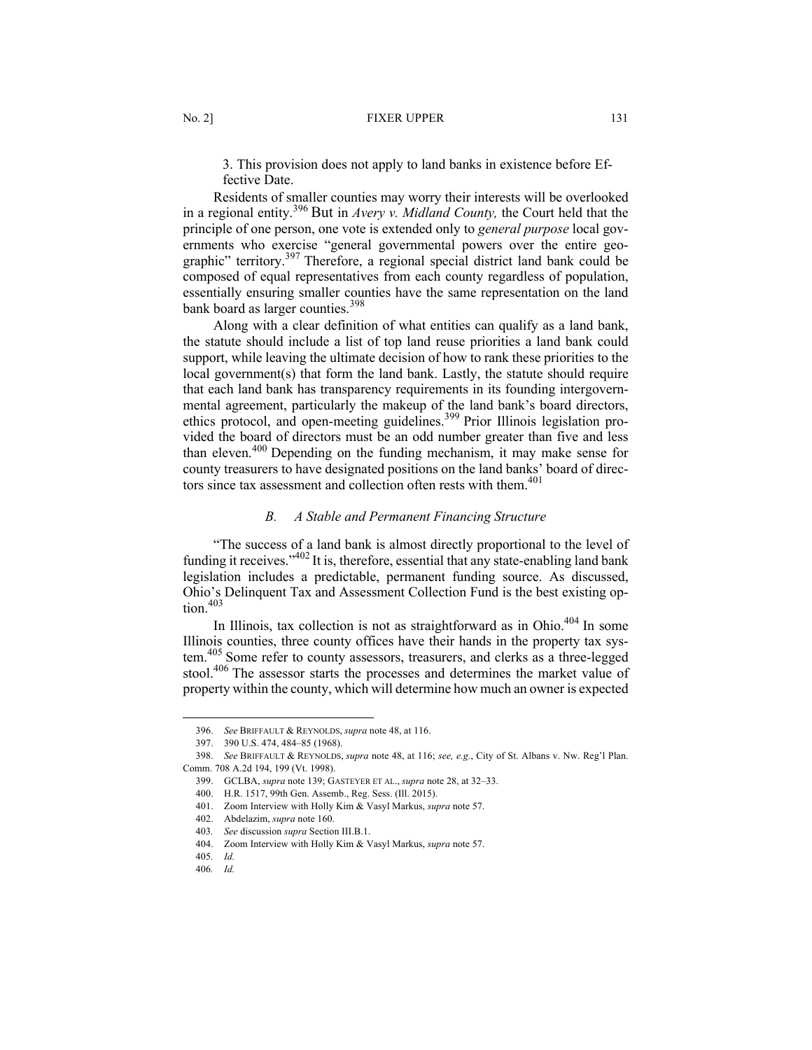3. This provision does not apply to land banks in existence before Effective Date.

Residents of smaller counties may worry their interests will be overlooked in a regional entity.[396] But in *Avery v. Midland County,* the Court held that the principle of one person, one vote is extended only to *general purpose* local governments who exercise "general governmental powers over the entire geographic" territory.[397] Therefore, a regional special district land bank could be composed of equal representatives from each county regardless of population, essentially ensuring smaller counties have the same representation on the land bank board as larger counties.[398]

Along with a clear definition of what entities can qualify as a land bank, the statute should include a list of top land reuse priorities a land bank could support, while leaving the ultimate decision of how to rank these priorities to the local government(s) that form the land bank. Lastly, the statute should require that each land bank has transparency requirements in its founding intergovernmental agreement, particularly the makeup of the land bank's board directors, ethics protocol, and open-meeting guidelines.[399] Prior Illinois legislation provided the board of directors must be an odd number greater than five and less than eleven.[400] Depending on the funding mechanism, it may make sense for county treasurers to have designated positions on the land banks' board of directors since tax assessment and collection often rests with them.[401]

### *B. A Stable and Permanent Financing Structure*

"The success of a land bank is almost directly proportional to the level of funding it receives."[402] It is, therefore, essential that any state-enabling land bank legislation includes a predictable, permanent funding source. As discussed, Ohio's Delinquent Tax and Assessment Collection Fund is the best existing option.[403]

In Illinois, tax collection is not as straightforward as in Ohio.[404] In some Illinois counties, three county offices have their hands in the property tax system.[405] Some refer to county assessors, treasurers, and clerks as a three-legged stool.[406] The assessor starts the processes and determines the market value of property within the county, which will determine how much an owner is expected

---

396. *See* BRIFFAULT & REYNOLDS, *supra* note 48, at 116.

397. 390 U.S. 474, 484–85 (1968).

398. *See* BRIFFAULT & REYNOLDS, *supra* note 48, at 116; *see, e.g.*, City of St. Albans v. Nw. Reg'l Plan. Comm. 708 A.2d 194, 199 (Vt. 1998).

399. GCLBA, *supra* note 139; GASTEYER ET AL., *supra* note 28, at 32–33.

400. H.R. 1517, 99th Gen. Assemb., Reg. Sess. (Ill. 2015).

401. Zoom Interview with Holly Kim & Vasyl Markus, *supra* note 57.

402. Abdelazim, *supra* note 160.

403. *See* discussion *supra* Section III.B.1.

404. Zoom Interview with Holly Kim & Vasyl Markus, *supra* note 57.

405. *Id.*

406. *Id.*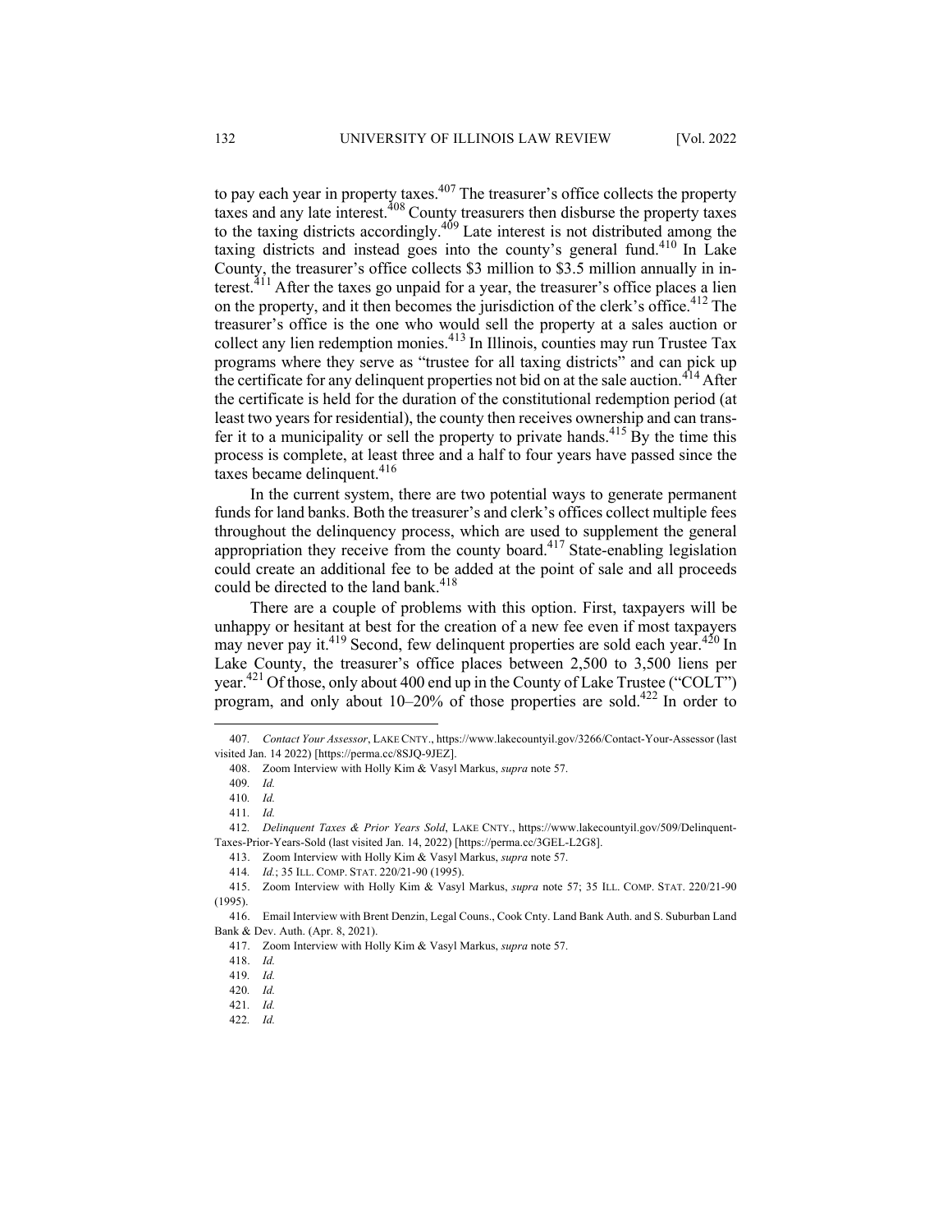to pay each year in property taxes.[407] The treasurer's office collects the property taxes and any late interest.[408] County treasurers then disburse the property taxes to the taxing districts accordingly.[409] Late interest is not distributed among the taxing districts and instead goes into the county's general fund.[410] In Lake County, the treasurer's office collects \$3 million to \$3.5 million annually in interest.[411] After the taxes go unpaid for a year, the treasurer's office places a lien on the property, and it then becomes the jurisdiction of the clerk's office.[412] The treasurer's office is the one who would sell the property at a sales auction or collect any lien redemption monies.[413] In Illinois, counties may run Trustee Tax programs where they serve as "trustee for all taxing districts" and can pick up the certificate for any delinquent properties not bid on at the sale auction.[414] After the certificate is held for the duration of the constitutional redemption period (at least two years for residential), the county then receives ownership and can transfer it to a municipality or sell the property to private hands.[415] By the time this process is complete, at least three and a half to four years have passed since the taxes became delinquent.[416]

In the current system, there are two potential ways to generate permanent funds for land banks. Both the treasurer's and clerk's offices collect multiple fees throughout the delinquency process, which are used to supplement the general appropriation they receive from the county board.[417] State-enabling legislation could create an additional fee to be added at the point of sale and all proceeds could be directed to the land bank.[418]

There are a couple of problems with this option. First, taxpayers will be unhappy or hesitant at best for the creation of a new fee even if most taxpayers may never pay it.[419] Second, few delinquent properties are sold each year.[420] In Lake County, the treasurer's office places between 2,500 to 3,500 liens per year.[421] Of those, only about 400 end up in the County of Lake Trustee ("COLT") program, and only about 10–20% of those properties are sold.[422] In order to

---

407. *Contact Your Assessor*, LAKE CNTY., https://www.lakecountyil.gov/3266/Contact-Your-Assessor (last visited Jan. 14 2022) [https://perma.cc/8SJQ-9JEZ].

408. Zoom Interview with Holly Kim & Vasyl Markus, *supra* note 57.

409. *Id.*

410. *Id.*

411. *Id.*

412. *Delinquent Taxes & Prior Years Sold*, LAKE CNTY., https://www.lakecountyil.gov/509/Delinquent-Taxes-Prior-Years-Sold (last visited Jan. 14, 2022) [https://perma.cc/3GEL-L2G8].

413. Zoom Interview with Holly Kim & Vasyl Markus, *supra* note 57.

414. *Id.*; 35 ILL. COMP. STAT. 220/21-90 (1995).

415. Zoom Interview with Holly Kim & Vasyl Markus, *supra* note 57; 35 ILL. COMP. STAT. 220/21-90 (1995).

416. Email Interview with Brent Denzin, Legal Couns., Cook Cnty. Land Bank Auth. and S. Suburban Land Bank & Dev. Auth. (Apr. 8, 2021).

417. Zoom Interview with Holly Kim & Vasyl Markus, *supra* note 57.

418. *Id.*

419. *Id.*

420. *Id.*

421. *Id.*

422. *Id.*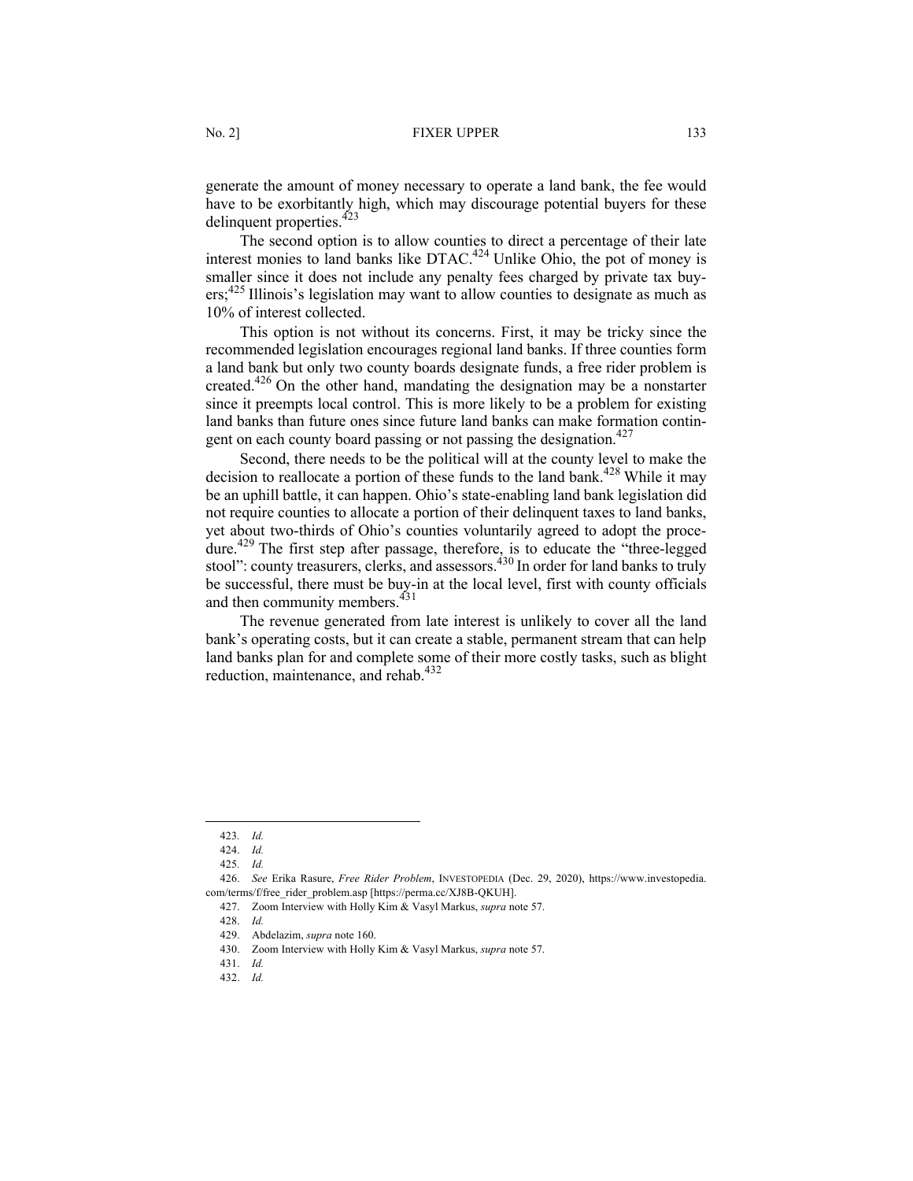generate the amount of money necessary to operate a land bank, the fee would have to be exorbitantly high, which may discourage potential buyers for these delinquent properties.[423]

The second option is to allow counties to direct a percentage of their late interest monies to land banks like DTAC.[424] Unlike Ohio, the pot of money is smaller since it does not include any penalty fees charged by private tax buyers;[425] Illinois's legislation may want to allow counties to designate as much as 10% of interest collected.

This option is not without its concerns. First, it may be tricky since the recommended legislation encourages regional land banks. If three counties form a land bank but only two county boards designate funds, a free rider problem is created.[426] On the other hand, mandating the designation may be a nonstarter since it preempts local control. This is more likely to be a problem for existing land banks than future ones since future land banks can make formation contingent on each county board passing or not passing the designation.[427]

Second, there needs to be the political will at the county level to make the decision to reallocate a portion of these funds to the land bank.[428] While it may be an uphill battle, it can happen. Ohio's state-enabling land bank legislation did not require counties to allocate a portion of their delinquent taxes to land banks, yet about two-thirds of Ohio's counties voluntarily agreed to adopt the procedure.[429] The first step after passage, therefore, is to educate the "three-legged stool": county treasurers, clerks, and assessors.[430] In order for land banks to truly be successful, there must be buy-in at the local level, first with county officials and then community members.[431]

The revenue generated from late interest is unlikely to cover all the land bank's operating costs, but it can create a stable, permanent stream that can help land banks plan for and complete some of their more costly tasks, such as blight reduction, maintenance, and rehab.[432]

---

423. *Id.*

424. *Id.*

425. *Id.*

426. *See* Erika Rasure, *Free Rider Problem*, INVESTOPEDIA (Dec. 29, 2020), https://www.investopedia.com/terms/f/free_rider_problem.asp [https://perma.cc/XJ8B-QKUH].

427. Zoom Interview with Holly Kim & Vasyl Markus, *supra* note 57.

428. *Id.*

429. Abdelazim, *supra* note 160.

430. Zoom Interview with Holly Kim & Vasyl Markus, *supra* note 57.

431. *Id.*

432. *Id.*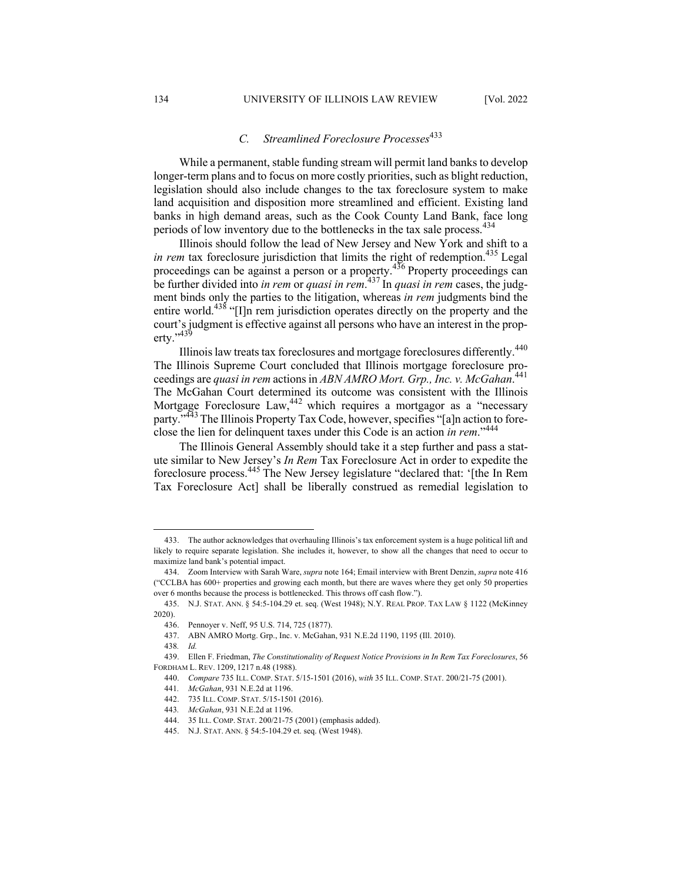### *C. Streamlined Foreclosure Processes*[433]

While a permanent, stable funding stream will permit land banks to develop longer-term plans and to focus on more costly priorities, such as blight reduction, legislation should also include changes to the tax foreclosure system to make land acquisition and disposition more streamlined and efficient. Existing land banks in high demand areas, such as the Cook County Land Bank, face long periods of low inventory due to the bottlenecks in the tax sale process.[434]

Illinois should follow the lead of New Jersey and New York and shift to a *in rem* tax foreclosure jurisdiction that limits the right of redemption.[435] Legal proceedings can be against a person or a property.[436] Property proceedings can be further divided into *in rem* or *quasi in rem*.[437] In *quasi in rem* cases, the judgment binds only the parties to the litigation, whereas *in rem* judgments bind the entire world.[438] "[I]n rem jurisdiction operates directly on the property and the court's judgment is effective against all persons who have an interest in the property."[439]

Illinois law treats tax foreclosures and mortgage foreclosures differently.[440] The Illinois Supreme Court concluded that Illinois mortgage foreclosure proceedings are *quasi in rem* actions in *ABN AMRO Mort. Grp., Inc. v. McGahan*.[441] The McGahan Court determined its outcome was consistent with the Illinois Mortgage Foreclosure Law,[442] which requires a mortgagor as a "necessary party."[443] The Illinois Property Tax Code, however, specifies "[a]n action to foreclose the lien for delinquent taxes under this Code is an action *in rem*."[444]

The Illinois General Assembly should take it a step further and pass a statute similar to New Jersey's *In Rem* Tax Foreclosure Act in order to expedite the foreclosure process.[445] The New Jersey legislature "declared that: '[the In Rem Tax Foreclosure Act] shall be liberally construed as remedial legislation to

---

433. The author acknowledges that overhauling Illinois's tax enforcement system is a huge political lift and likely to require separate legislation. She includes it, however, to show all the changes that need to occur to maximize land bank's potential impact.

434. Zoom Interview with Sarah Ware, *supra* note 164; Email interview with Brent Denzin, *supra* note 416 ("CCLBA has 600+ properties and growing each month, but there are waves where they get only 50 properties over 6 months because the process is bottlenecked. This throws off cash flow.").

435. N.J. STAT. ANN. § 54:5-104.29 et. seq. (West 1948); N.Y. REAL PROP. TAX LAW § 1122 (McKinney 2020).

436. Pennoyer v. Neff, 95 U.S. 714, 725 (1877).

437. ABN AMRO Mortg. Grp., Inc. v. McGahan, 931 N.E.2d 1190, 1195 (Ill. 2010).

438. *Id.*

439. Ellen F. Friedman, *The Constitutionality of Request Notice Provisions in In Rem Tax Foreclosures*, 56 FORDHAM L. REV. 1209, 1217 n.48 (1988).

440. *Compare* 735 ILL. COMP. STAT. 5/15-1501 (2016), *with* 35 ILL. COMP. STAT. 200/21-75 (2001).

441. *McGahan*, 931 N.E.2d at 1196.

442. 735 ILL. COMP. STAT. 5/15-1501 (2016).

443. *McGahan*, 931 N.E.2d at 1196.

444. 35 ILL. COMP. STAT. 200/21-75 (2001) (emphasis added).

445. N.J. STAT. ANN. § 54:5-104.29 et. seq. (West 1948).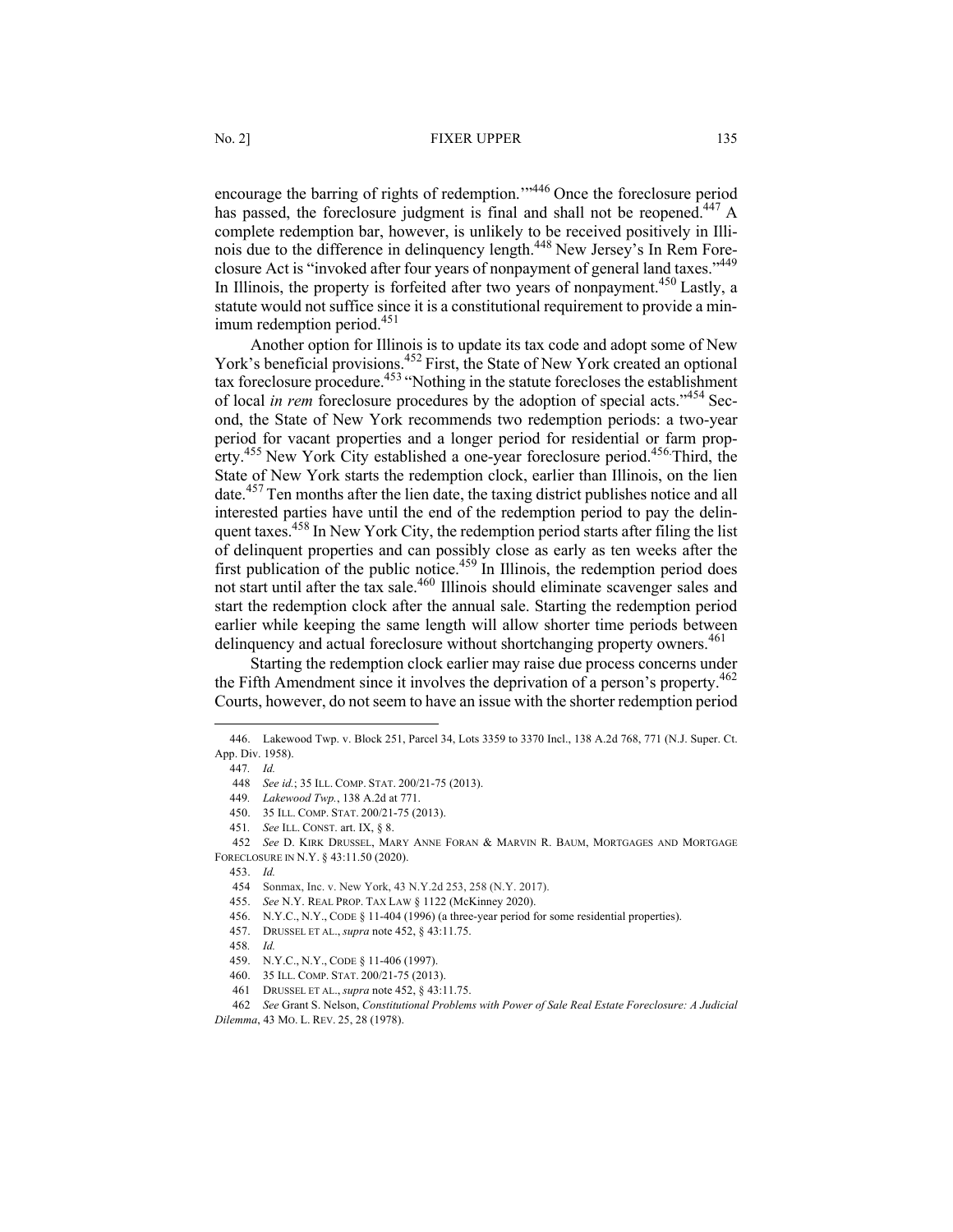encourage the barring of rights of redemption.'"[446] Once the foreclosure period has passed, the foreclosure judgment is final and shall not be reopened.[447] A complete redemption bar, however, is unlikely to be received positively in Illinois due to the difference in delinquency length.[448] New Jersey's In Rem Foreclosure Act is "invoked after four years of nonpayment of general land taxes."[449] In Illinois, the property is forfeited after two years of nonpayment.[450] Lastly, a statute would not suffice since it is a constitutional requirement to provide a minimum redemption period.[451]

Another option for Illinois is to update its tax code and adopt some of New York's beneficial provisions.[452] First, the State of New York created an optional tax foreclosure procedure.[453] "Nothing in the statute forecloses the establishment of local *in rem* foreclosure procedures by the adoption of special acts."[454] Second, the State of New York recommends two redemption periods: a two-year period for vacant properties and a longer period for residential or farm property.[455] New York City established a one-year foreclosure period.[456] Third, the State of New York starts the redemption clock, earlier than Illinois, on the lien date.[457] Ten months after the lien date, the taxing district publishes notice and all interested parties have until the end of the redemption period to pay the delinquent taxes.[458] In New York City, the redemption period starts after filing the list of delinquent properties and can possibly close as early as ten weeks after the first publication of the public notice.[459] In Illinois, the redemption period does not start until after the tax sale.[460] Illinois should eliminate scavenger sales and start the redemption clock after the annual sale. Starting the redemption period earlier while keeping the same length will allow shorter time periods between delinquency and actual foreclosure without shortchanging property owners.[461]

Starting the redemption clock earlier may raise due process concerns under the Fifth Amendment since it involves the deprivation of a person's property.[462] Courts, however, do not seem to have an issue with the shorter redemption period

---

446. Lakewood Twp. v. Block 251, Parcel 34, Lots 3359 to 3370 Incl., 138 A.2d 768, 771 (N.J. Super. Ct. App. Div. 1958).

447. *Id.*

448. *See id.*; 35 ILL. COMP. STAT. 200/21-75 (2013).

449. *Lakewood Twp.*, 138 A.2d at 771.

450. 35 ILL. COMP. STAT. 200/21-75 (2013).

451. *See* ILL. CONST. art. IX, § 8.

452. *See* D. KIRK DRUSSEL, MARY ANNE FORAN & MARVIN R. BAUM, MORTGAGES AND MORTGAGE FORECLOSURE IN N.Y. § 43:11.50 (2020).

453. *Id.*

454. Sonmax, Inc. v. New York, 43 N.Y.2d 253, 258 (N.Y. 2017).

455. *See* N.Y. REAL PROP. TAX LAW § 1122 (McKinney 2020).

456. N.Y.C., N.Y., CODE § 11-404 (1996) (a three-year period for some residential properties).

457. DRUSSEL ET AL., *supra* note 452, § 43:11.75.

458. *Id.*

459. N.Y.C., N.Y., CODE § 11-406 (1997).

460. 35 ILL. COMP. STAT. 200/21-75 (2013).

461. DRUSSEL ET AL., *supra* note 452, § 43:11.75.

462. *See* Grant S. Nelson, *Constitutional Problems with Power of Sale Real Estate Foreclosure: A Judicial Dilemma*, 43 MO. L. REV. 25, 28 (1978).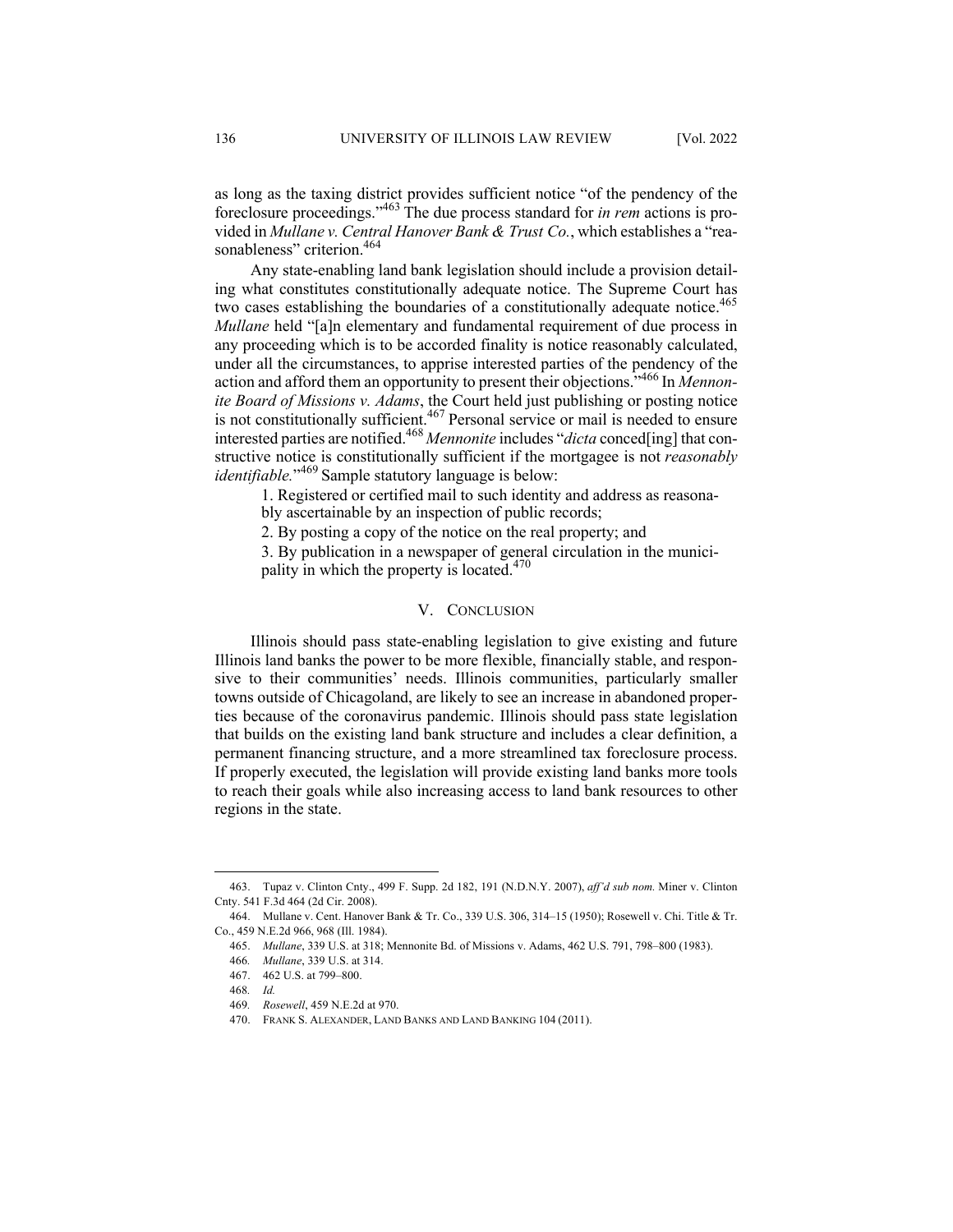as long as the taxing district provides sufficient notice "of the pendency of the foreclosure proceedings."[463] The due process standard for *in rem* actions is provided in *Mullane v. Central Hanover Bank & Trust Co.*, which establishes a "reasonableness" criterion.[464]

Any state-enabling land bank legislation should include a provision detailing what constitutes constitutionally adequate notice. The Supreme Court has two cases establishing the boundaries of a constitutionally adequate notice.[465] *Mullane* held "[a]n elementary and fundamental requirement of due process in any proceeding which is to be accorded finality is notice reasonably calculated, under all the circumstances, to apprise interested parties of the pendency of the action and afford them an opportunity to present their objections."[466] In *Mennonite Board of Missions v. Adams*, the Court held just publishing or posting notice is not constitutionally sufficient.[467] Personal service or mail is needed to ensure interested parties are notified.[468] *Mennonite* includes "*dicta* conced[ing] that constructive notice is constitutionally sufficient if the mortgagee is not *reasonably identifiable.*"[469] Sample statutory language is below:

> 1. Registered or certified mail to such identity and address as reasonably ascertainable by an inspection of public records;
>
> 2. By posting a copy of the notice on the real property; and
>
> 3. By publication in a newspaper of general circulation in the municipality in which the property is located.[470]

## V. Conclusion

Illinois should pass state-enabling legislation to give existing and future Illinois land banks the power to be more flexible, financially stable, and responsive to their communities' needs. Illinois communities, particularly smaller towns outside of Chicagoland, are likely to see an increase in abandoned properties because of the coronavirus pandemic. Illinois should pass state legislation that builds on the existing land bank structure and includes a clear definition, a permanent financing structure, and a more streamlined tax foreclosure process. If properly executed, the legislation will provide existing land banks more tools to reach their goals while also increasing access to land bank resources to other regions in the state.

---

463. Tupaz v. Clinton Cnty., 499 F. Supp. 2d 182, 191 (N.D.N.Y. 2007), *aff'd sub nom.* Miner v. Clinton Cnty. 541 F.3d 464 (2d Cir. 2008).

464. Mullane v. Cent. Hanover Bank & Tr. Co., 339 U.S. 306, 314–15 (1950); Rosewell v. Chi. Title & Tr. Co., 459 N.E.2d 966, 968 (Ill. 1984).

465. *Mullane*, 339 U.S. at 318; Mennonite Bd. of Missions v. Adams, 462 U.S. 791, 798–800 (1983).

466. *Mullane*, 339 U.S. at 314.

467. 462 U.S. at 799–800.

468. *Id.*

469. *Rosewell*, 459 N.E.2d at 970.

470. Frank S. Alexander, Land Banks and Land Banking 104 (2011).